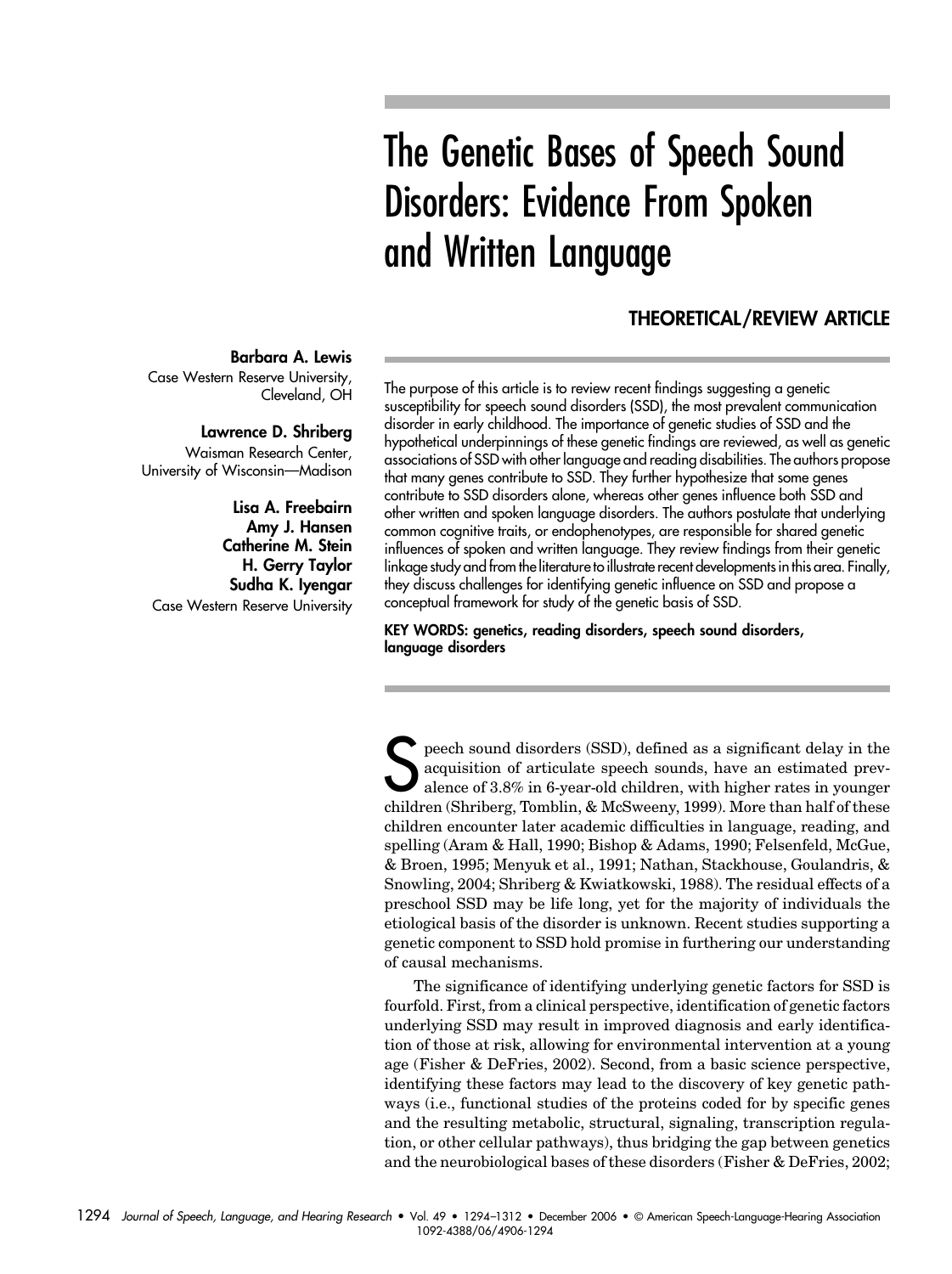# The Genetic Bases of Speech Sound Disorders: Evidence From Spoken and Written Language

**THEORETICAL/REVIEW ARTICLE**

**Barbara A. Lewis**
Case Western Reserve University, Cleveland, OH

**Lawrence D. Shriberg**
Waisman Research Center, University of Wisconsin—Madison

**Lisa A. Freebairn**
**Amy J. Hansen**
**Catherine M. Stein**
**H. Gerry Taylor**
**Sudha K. Iyengar**
Case Western Reserve University

The purpose of this article is to review recent findings suggesting a genetic susceptibility for speech sound disorders (SSD), the most prevalent communication disorder in early childhood. The importance of genetic studies of SSD and the hypothetical underpinnings of these genetic findings are reviewed, as well as genetic associations of SSD with other language and reading disabilities. The authors propose that many genes contribute to SSD. They further hypothesize that some genes contribute to SSD disorders alone, whereas other genes influence both SSD and other written and spoken language disorders. The authors postulate that underlying common cognitive traits, or endophenotypes, are responsible for shared genetic influences of spoken and written language. They review findings from their genetic linkage study and from the literature to illustrate recent developments in this area. Finally, they discuss challenges for identifying genetic influence on SSD and propose a conceptual framework for study of the genetic basis of SSD.

**KEY WORDS: genetics, reading disorders, speech sound disorders, language disorders**

Speech sound disorders (SSD), defined as a significant delay in the acquisition of articulate speech sounds, have an estimated prevalence of 3.8% in 6-year-old children, with higher rates in younger children (Shriberg, Tomblin, & McSweeny, 1999). More than half of these children encounter later academic difficulties in language, reading, and spelling (Aram & Hall, 1990; Bishop & Adams, 1990; Felsenfeld, McGue, & Broen, 1995; Menyuk et al., 1991; Nathan, Stackhouse, Goulandris, & Snowling, 2004; Shriberg & Kwiatkowski, 1988). The residual effects of a preschool SSD may be life long, yet for the majority of individuals the etiological basis of the disorder is unknown. Recent studies supporting a genetic component to SSD hold promise in furthering our understanding of causal mechanisms.

The significance of identifying underlying genetic factors for SSD is fourfold. First, from a clinical perspective, identification of genetic factors underlying SSD may result in improved diagnosis and early identification of those at risk, allowing for environmental intervention at a young age (Fisher & DeFries, 2002). Second, from a basic science perspective, identifying these factors may lead to the discovery of key genetic pathways (i.e., functional studies of the proteins coded for by specific genes and the resulting metabolic, structural, signaling, transcription regulation, or other cellular pathways), thus bridging the gap between genetics and the neurobiological bases of these disorders (Fisher & DeFries, 2002;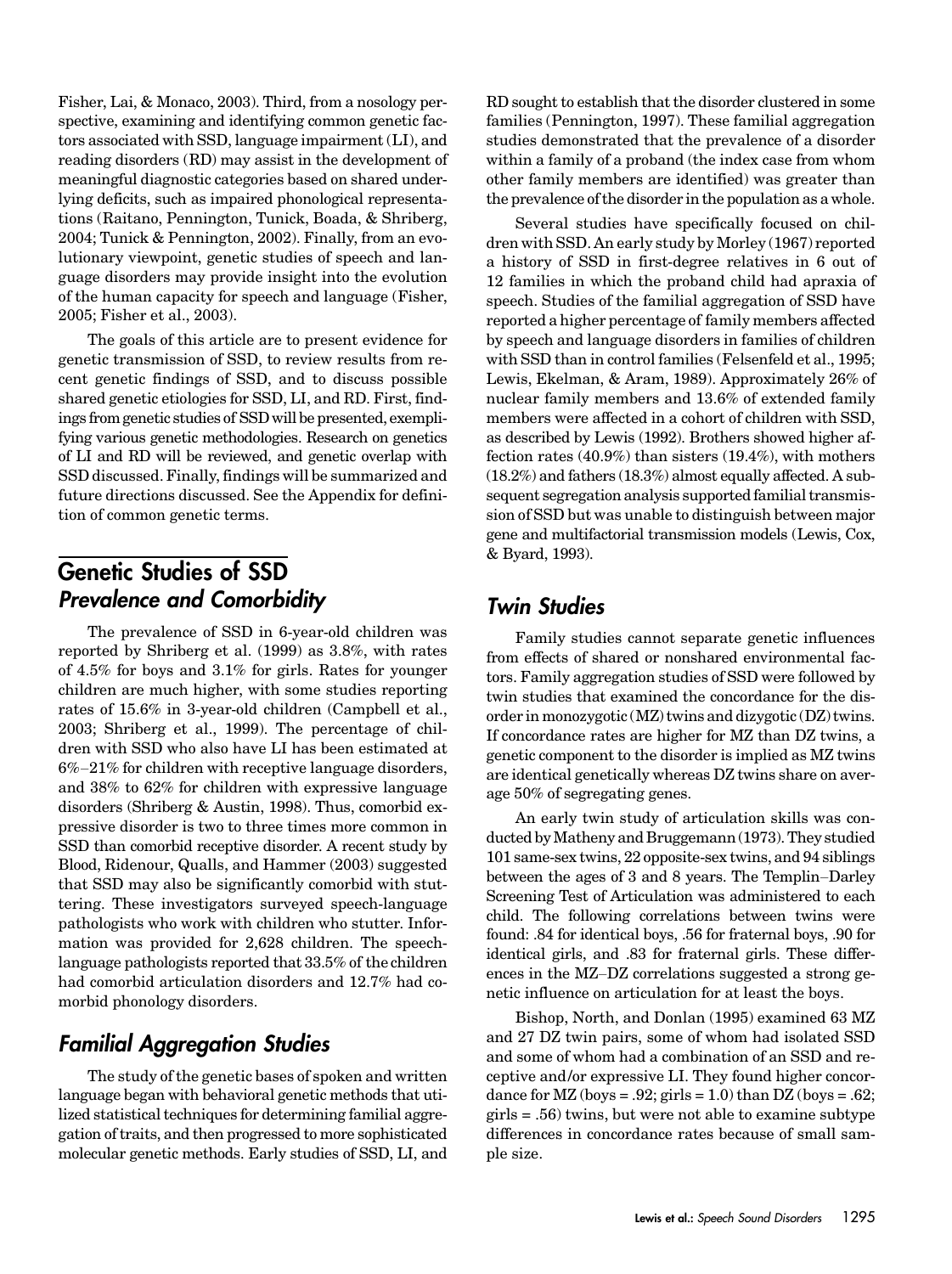Fisher, Lai, & Monaco, 2003). Third, from a nosology perspective, examining and identifying common genetic factors associated with SSD, language impairment (LI), and reading disorders (RD) may assist in the development of meaningful diagnostic categories based on shared underlying deficits, such as impaired phonological representations (Raitano, Pennington, Tunick, Boada, & Shriberg, 2004; Tunick & Pennington, 2002). Finally, from an evolutionary viewpoint, genetic studies of speech and language disorders may provide insight into the evolution of the human capacity for speech and language (Fisher, 2005; Fisher et al., 2003).

The goals of this article are to present evidence for genetic transmission of SSD, to review results from recent genetic findings of SSD, and to discuss possible shared genetic etiologies for SSD, LI, and RD. First, findings from genetic studies of SSD will be presented, exemplifying various genetic methodologies. Research on genetics of LI and RD will be reviewed, and genetic overlap with SSD discussed. Finally, findings will be summarized and future directions discussed. See the Appendix for definition of common genetic terms.

## Genetic Studies of SSD

### *Prevalence and Comorbidity*

The prevalence of SSD in 6-year-old children was reported by Shriberg et al. (1999) as 3.8%, with rates of 4.5% for boys and 3.1% for girls. Rates for younger children are much higher, with some studies reporting rates of 15.6% in 3-year-old children (Campbell et al., 2003; Shriberg et al., 1999). The percentage of children with SSD who also have LI has been estimated at 6%–21% for children with receptive language disorders, and 38% to 62% for children with expressive language disorders (Shriberg & Austin, 1998). Thus, comorbid expressive disorder is two to three times more common in SSD than comorbid receptive disorder. A recent study by Blood, Ridenour, Qualls, and Hammer (2003) suggested that SSD may also be significantly comorbid with stuttering. These investigators surveyed speech-language pathologists who work with children who stutter. Information was provided for 2,628 children. The speech-language pathologists reported that 33.5% of the children had comorbid articulation disorders and 12.7% had comorbid phonology disorders.

### *Familial Aggregation Studies*

The study of the genetic bases of spoken and written language began with behavioral genetic methods that utilized statistical techniques for determining familial aggregation of traits, and then progressed to more sophisticated molecular genetic methods. Early studies of SSD, LI, and RD sought to establish that the disorder clustered in some families (Pennington, 1997). These familial aggregation studies demonstrated that the prevalence of a disorder within a family of a proband (the index case from whom other family members are identified) was greater than the prevalence of the disorder in the population as a whole.

Several studies have specifically focused on children with SSD. An early study by Morley (1967) reported a history of SSD in first-degree relatives in 6 out of 12 families in which the proband child had apraxia of speech. Studies of the familial aggregation of SSD have reported a higher percentage of family members affected by speech and language disorders in families of children with SSD than in control families (Felsenfeld et al., 1995; Lewis, Ekelman, & Aram, 1989). Approximately 26% of nuclear family members and 13.6% of extended family members were affected in a cohort of children with SSD, as described by Lewis (1992). Brothers showed higher affection rates (40.9%) than sisters (19.4%), with mothers (18.2%) and fathers (18.3%) almost equally affected. A subsequent segregation analysis supported familial transmission of SSD but was unable to distinguish between major gene and multifactorial transmission models (Lewis, Cox, & Byard, 1993).

### *Twin Studies*

Family studies cannot separate genetic influences from effects of shared or nonshared environmental factors. Family aggregation studies of SSD were followed by twin studies that examined the concordance for the disorder in monozygotic (MZ) twins and dizygotic (DZ) twins. If concordance rates are higher for MZ than DZ twins, a genetic component to the disorder is implied as MZ twins are identical genetically whereas DZ twins share on average 50% of segregating genes.

An early twin study of articulation skills was conducted by Matheny and Bruggemann (1973). They studied 101 same-sex twins, 22 opposite-sex twins, and 94 siblings between the ages of 3 and 8 years. The Templin–Darley Screening Test of Articulation was administered to each child. The following correlations between twins were found: .84 for identical boys, .56 for fraternal boys, .90 for identical girls, and .83 for fraternal girls. These differences in the MZ–DZ correlations suggested a strong genetic influence on articulation for at least the boys.

Bishop, North, and Donlan (1995) examined 63 MZ and 27 DZ twin pairs, some of whom had isolated SSD and some of whom had a combination of an SSD and receptive and/or expressive LI. They found higher concordance for MZ (boys = .92; girls = 1.0) than DZ (boys = .62; girls = .56) twins, but were not able to examine subtype differences in concordance rates because of small sample size.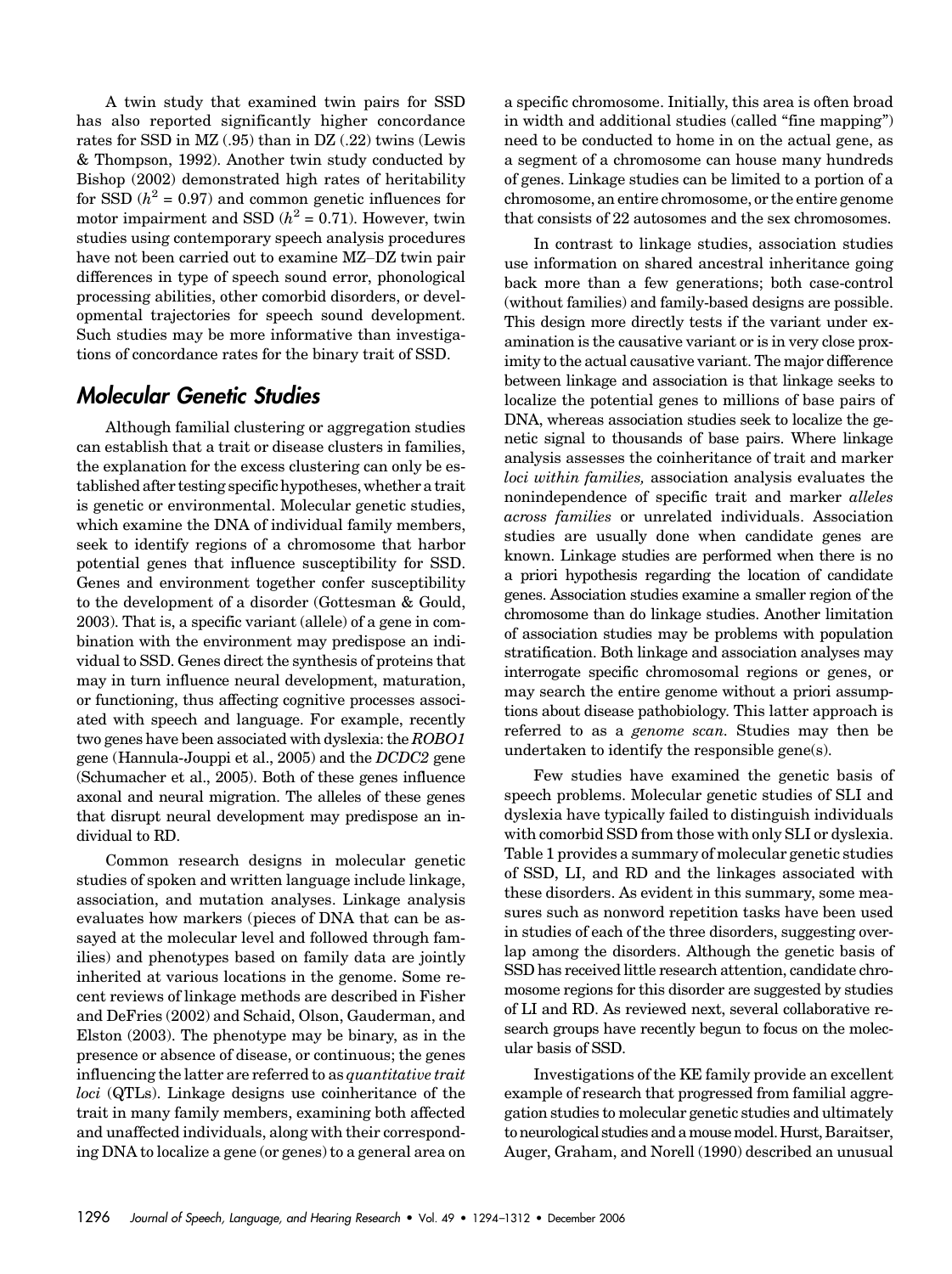A twin study that examined twin pairs for SSD has also reported significantly higher concordance rates for SSD in MZ (.95) than in DZ (.22) twins (Lewis & Thompson, 1992). Another twin study conducted by Bishop (2002) demonstrated high rates of heritability for SSD ($h^2 = 0.97$) and common genetic influences for motor impairment and SSD ($h^2 = 0.71$). However, twin studies using contemporary speech analysis procedures have not been carried out to examine MZ–DZ twin pair differences in type of speech sound error, phonological processing abilities, other comorbid disorders, or developmental trajectories for speech sound development. Such studies may be more informative than investigations of concordance rates for the binary trait of SSD.

## Molecular Genetic Studies

Although familial clustering or aggregation studies can establish that a trait or disease clusters in families, the explanation for the excess clustering can only be established after testing specific hypotheses, whether a trait is genetic or environmental. Molecular genetic studies, which examine the DNA of individual family members, seek to identify regions of a chromosome that harbor potential genes that influence susceptibility for SSD. Genes and environment together confer susceptibility to the development of a disorder (Gottesman & Gould, 2003). That is, a specific variant (allele) of a gene in combination with the environment may predispose an individual to SSD. Genes direct the synthesis of proteins that may in turn influence neural development, maturation, or functioning, thus affecting cognitive processes associated with speech and language. For example, recently two genes have been associated with dyslexia: the *ROBO1* gene (Hannula-Jouppi et al., 2005) and the *DCDC2* gene (Schumacher et al., 2005). Both of these genes influence axonal and neural migration. The alleles of these genes that disrupt neural development may predispose an individual to RD.

Common research designs in molecular genetic studies of spoken and written language include linkage, association, and mutation analyses. Linkage analysis evaluates how markers (pieces of DNA that can be assayed at the molecular level and followed through families) and phenotypes based on family data are jointly inherited at various locations in the genome. Some recent reviews of linkage methods are described in Fisher and DeFries (2002) and Schaid, Olson, Gauderman, and Elston (2003). The phenotype may be binary, as in the presence or absence of disease, or continuous; the genes influencing the latter are referred to as *quantitative trait loci* (QTLs). Linkage designs use coinheritance of the trait in many family members, examining both affected and unaffected individuals, along with their corresponding DNA to localize a gene (or genes) to a general area on a specific chromosome. Initially, this area is often broad in width and additional studies (called "fine mapping") need to be conducted to home in on the actual gene, as a segment of a chromosome can house many hundreds of genes. Linkage studies can be limited to a portion of a chromosome, an entire chromosome, or the entire genome that consists of 22 autosomes and the sex chromosomes.

In contrast to linkage studies, association studies use information on shared ancestral inheritance going back more than a few generations; both case-control (without families) and family-based designs are possible. This design more directly tests if the variant under examination is the causative variant or is in very close proximity to the actual causative variant. The major difference between linkage and association is that linkage seeks to localize the potential genes to millions of base pairs of DNA, whereas association studies seek to localize the genetic signal to thousands of base pairs. Where linkage analysis assesses the coinheritance of trait and marker *loci within families,* association analysis evaluates the nonindependence of specific trait and marker *alleles across families* or unrelated individuals. Association studies are usually done when candidate genes are known. Linkage studies are performed when there is no a priori hypothesis regarding the location of candidate genes. Association studies examine a smaller region of the chromosome than do linkage studies. Another limitation of association studies may be problems with population stratification. Both linkage and association analyses may interrogate specific chromosomal regions or genes, or may search the entire genome without a priori assumptions about disease pathobiology. This latter approach is referred to as a *genome scan.* Studies may then be undertaken to identify the responsible gene(s).

Few studies have examined the genetic basis of speech problems. Molecular genetic studies of SLI and dyslexia have typically failed to distinguish individuals with comorbid SSD from those with only SLI or dyslexia. Table 1 provides a summary of molecular genetic studies of SSD, LI, and RD and the linkages associated with these disorders. As evident in this summary, some measures such as nonword repetition tasks have been used in studies of each of the three disorders, suggesting overlap among the disorders. Although the genetic basis of SSD has received little research attention, candidate chromosome regions for this disorder are suggested by studies of LI and RD. As reviewed next, several collaborative research groups have recently begun to focus on the molecular basis of SSD.

Investigations of the KE family provide an excellent example of research that progressed from familial aggregation studies to molecular genetic studies and ultimately to neurological studies and a mouse model. Hurst, Baraitser, Auger, Graham, and Norell (1990) described an unusual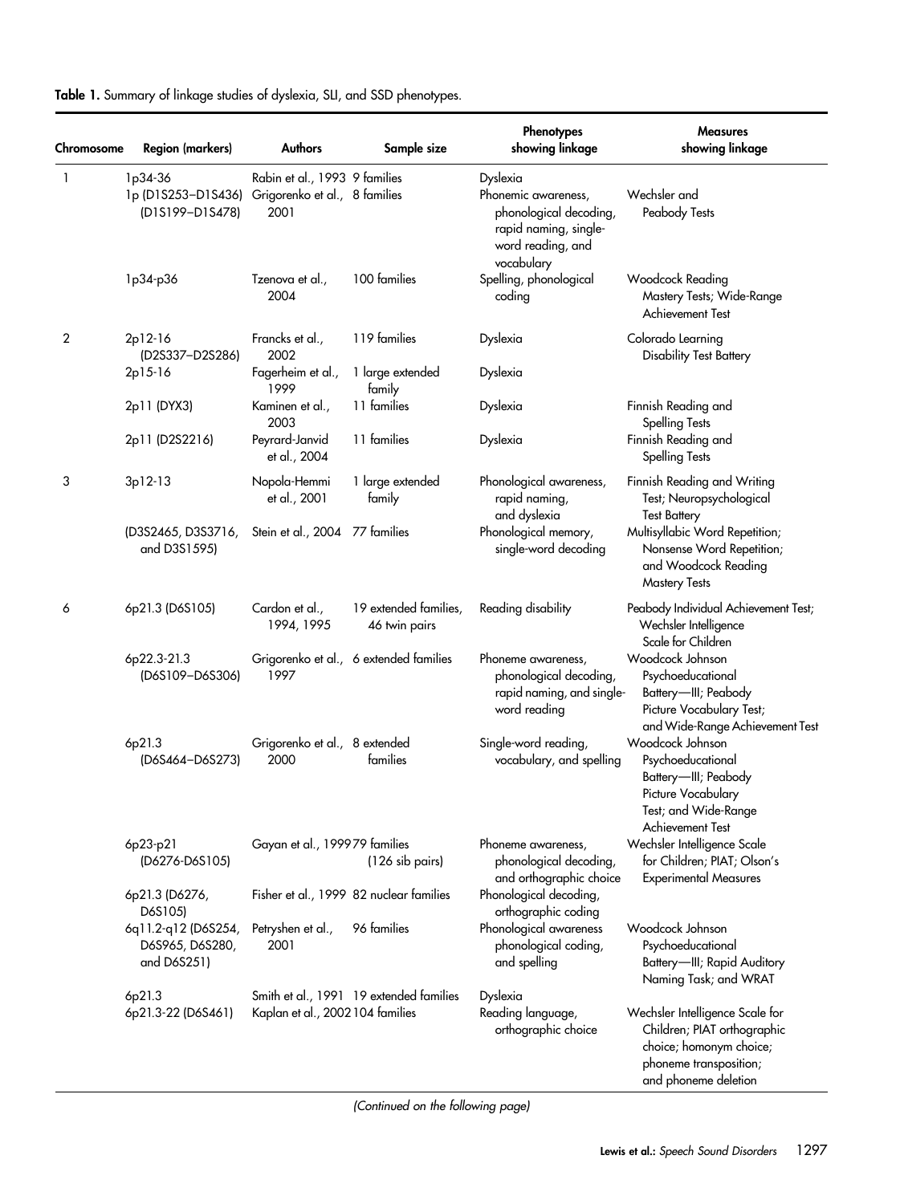**Table 1.** Summary of linkage studies of dyslexia, SLI, and SSD phenotypes.

| Chromosome | Region (markers) | Authors | Sample size | Phenotypes showing linkage | Measures showing linkage |
|---|---|---|---|---|---|
| 1 | 1p34-36 | Rabin et al., 1993 | 9 families | Dyslexia | |
| | 1p (D1S253–D1S436) (D1S199–D1S478) | Grigorenko et al., 2001 | 8 families | Phonemic awareness, phonological decoding, rapid naming, single-word reading, and vocabulary | Wechsler and Peabody Tests |
| | 1p34-p36 | Tzenova et al., 2004 | 100 families | Spelling, phonological coding | Woodcock Reading Mastery Tests; Wide-Range Achievement Test |
| 2 | 2p12-16 (D2S337–D2S286) | Francks et al., 2002 | 119 families | Dyslexia | Colorado Learning Disability Test Battery |
| | 2p15-16 | Fagerheim et al., 1999 | 1 large extended family | Dyslexia | |
| | 2p11 (DYX3) | Kaminen et al., 2003 | 11 families | Dyslexia | Finnish Reading and Spelling Tests |
| | 2p11 (D2S2216) | Peyrard-Janvid et al., 2004 | 11 families | Dyslexia | Finnish Reading and Spelling Tests |
| 3 | 3p12-13 | Nopola-Hemmi et al., 2001 | 1 large extended family | Phonological awareness, rapid naming, and dyslexia | Finnish Reading and Writing Test; Neuropsychological Test Battery |
| | (D3S2465, D3S3716, and D3S1595) | Stein et al., 2004 | 77 families | Phonological memory, single-word decoding | Multisyllabic Word Repetition; Nonsense Word Repetition; and Woodcock Reading Mastery Tests |
| 6 | 6p21.3 (D6S105) | Cardon et al., 1994, 1995 | 19 extended families, 46 twin pairs | Reading disability | Peabody Individual Achievement Test; Wechsler Intelligence Scale for Children |
| | 6p22.3-21.3 (D6S109–D6S306) | Grigorenko et al., 1997 | 6 extended families | Phoneme awareness, phonological decoding, rapid naming, and single-word reading | Woodcock Johnson Psychoeducational Battery—III; Peabody Picture Vocabulary Test; and Wide-Range Achievement Test |
| | 6p21.3 (D6S464–D6S273) | Grigorenko et al., 2000 | 8 extended families | Single-word reading, vocabulary, and spelling | Woodcock Johnson Psychoeducational Battery—III; Peabody Picture Vocabulary Test; and Wide-Range Achievement Test |
| | 6p23-p21 (D6276-D6S105) | Gayan et al., 1999 | 79 families (126 sib pairs) | Phoneme awareness, phonological decoding, and orthographic choice | Wechsler Intelligence Scale for Children; PIAT; Olson's Experimental Measures |
| | 6p21.3 (D6276, D6S105) | Fisher et al., 1999 | 82 nuclear families | Phonological decoding, orthographic coding | |
| | 6q11.2-q12 (D6S254, D6S965, D6S280, and D6S251) | Petryshen et al., 2001 | 96 families | Phonological awareness phonological coding, and spelling | Woodcock Johnson Psychoeducational Battery—III; Rapid Auditory Naming Task; and WRAT |
| | 6p21.3 | Smith et al., 1991 | 19 extended families | Dyslexia | |
| | 6p21.3-22 (D6S461) | Kaplan et al., 2002 | 104 families | Reading language, orthographic choice | Wechsler Intelligence Scale for Children; PIAT orthographic choice; homonym choice; phoneme transposition; and phoneme deletion |

*(Continued on the following page)*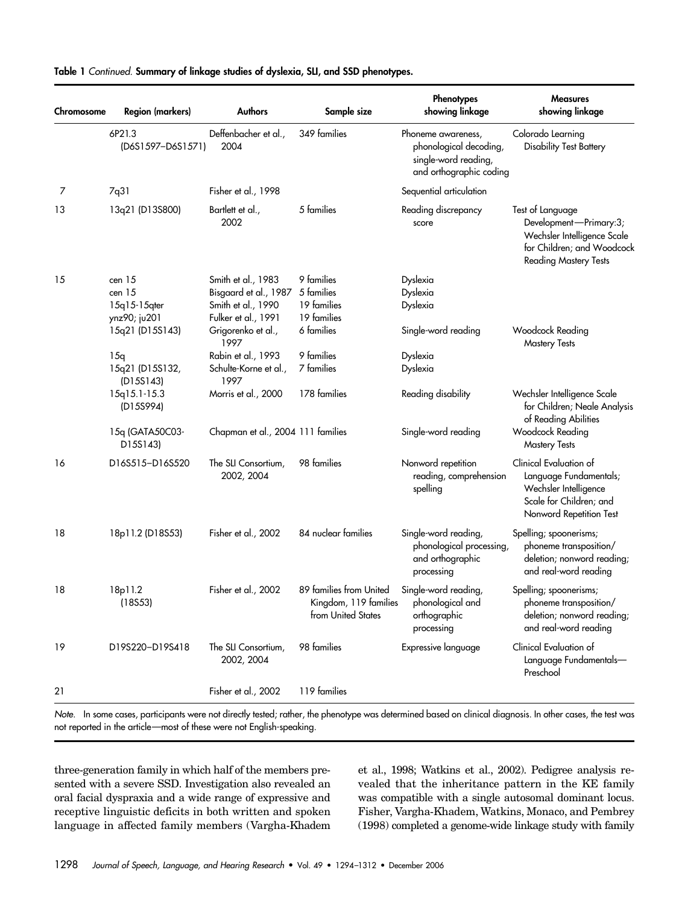**Table 1** *Continued.* **Summary of linkage studies of dyslexia, SLI, and SSD phenotypes.**

| Chromosome | Region (markers) | Authors | Sample size | Phenotypes showing linkage | Measures showing linkage |
|---|---|---|---|---|---|
| | 6P21.3 (D6S1597–D6S1571) | Deffenbacher et al., 2004 | 349 families | Phoneme awareness, phonological decoding, single-word reading, and orthographic coding | Colorado Learning Disability Test Battery |
| 7 | 7q31 | Fisher et al., 1998 | | Sequential articulation | |
| 13 | 13q21 (D13S800) | Bartlett et al., 2002 | 5 families | Reading discrepancy score | Test of Language Development—Primary:3; Wechsler Intelligence Scale for Children; and Woodcock Reading Mastery Tests |
| 15 | cen 15 | Smith et al., 1983 | 9 families | Dyslexia | |
| | cen 15 | Bisgaard et al., 1987 | 5 families | Dyslexia | |
| | 15q15-15qter | Smith et al., 1990 | 19 families | Dyslexia | |
| | ynz90; ju201 | Fulker et al., 1991 | 19 families | | |
| | 15q21 (D15S143) | Grigorenko et al., 1997 | 6 families | Single-word reading | Woodcock Reading Mastery Tests |
| | 15q | Rabin et al., 1993 | 9 families | Dyslexia | |
| | 15q21 (D15S132, (D15S143) | Schulte-Korne et al., 1997 | 7 families | Dyslexia | |
| | 15q15.1-15.3 (D15S994) | Morris et al., 2000 | 178 families | Reading disability | Wechsler Intelligence Scale for Children; Neale Analysis of Reading Abilities |
| | 15q (GATA50C03-D15S143) | Chapman et al., 2004 | 111 families | Single-word reading | Woodcock Reading Mastery Tests |
| 16 | D16S515–D16S520 | The SLI Consortium, 2002, 2004 | 98 families | Nonword repetition reading, comprehension spelling | Clinical Evaluation of Language Fundamentals; Wechsler Intelligence Scale for Children; and Nonword Repetition Test |
| 18 | 18p11.2 (D18S53) | Fisher et al., 2002 | 84 nuclear families | Single-word reading, phonological processing, and orthographic processing | Spelling; spoonerisms; phoneme transposition/deletion; nonword reading; and real-word reading |
| 18 | 18p11.2 (18S53) | Fisher et al., 2002 | 89 families from United Kingdom, 119 families from United States | Single-word reading, phonological and orthographic processing | Spelling; spoonerisms; phoneme transposition/deletion; nonword reading; and real-word reading |
| 19 | D19S220–D19S418 | The SLI Consortium, 2002, 2004 | 98 families | Expressive language | Clinical Evaluation of Language Fundamentals—Preschool |
| 21 | | Fisher et al., 2002 | 119 families | | |

*Note.* In some cases, participants were not directly tested; rather, the phenotype was determined based on clinical diagnosis. In other cases, the test was not reported in the article—most of these were not English-speaking.

three-generation family in which half of the members presented with a severe SSD. Investigation also revealed an oral facial dyspraxia and a wide range of expressive and receptive linguistic deficits in both written and spoken language in affected family members (Vargha-Khadem et al., 1998; Watkins et al., 2002). Pedigree analysis revealed that the inheritance pattern in the KE family was compatible with a single autosomal dominant locus. Fisher, Vargha-Khadem, Watkins, Monaco, and Pembrey (1998) completed a genome-wide linkage study with family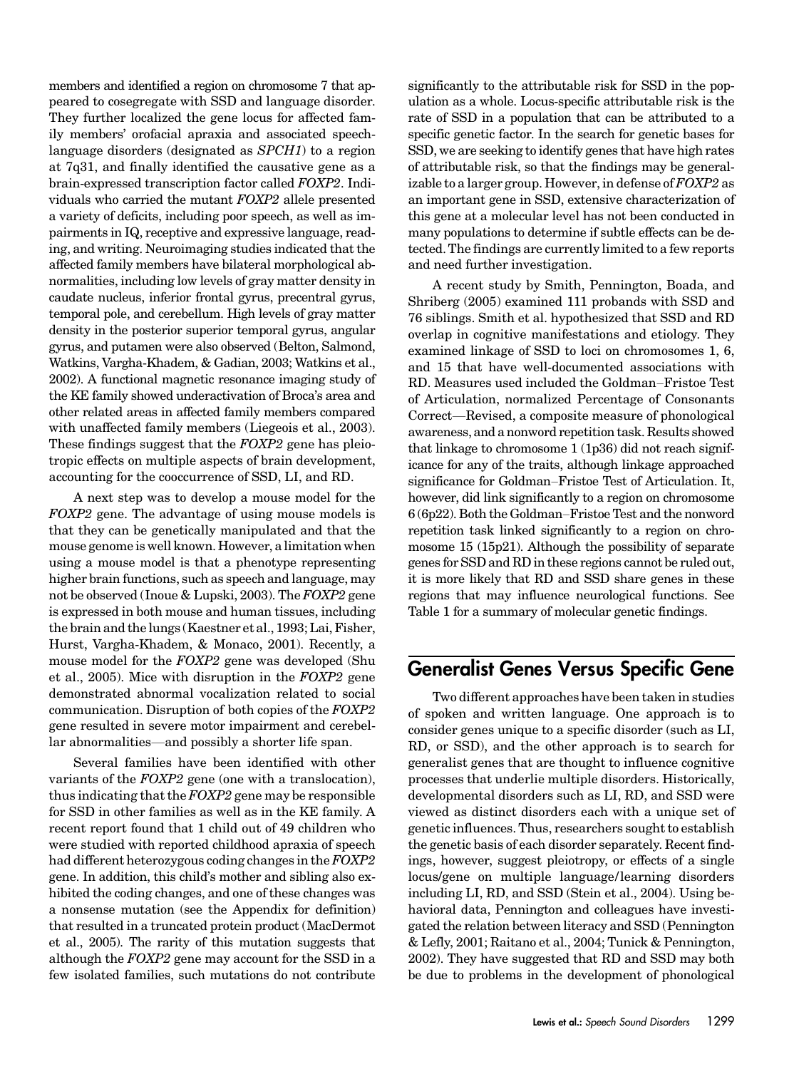members and identified a region on chromosome 7 that appeared to cosegregate with SSD and language disorder. They further localized the gene locus for affected family members' orofacial apraxia and associated speech-language disorders (designated as *SPCH1*) to a region at 7q31, and finally identified the causative gene as a brain-expressed transcription factor called *FOXP2*. Individuals who carried the mutant *FOXP2* allele presented a variety of deficits, including poor speech, as well as impairments in IQ, receptive and expressive language, reading, and writing. Neuroimaging studies indicated that the affected family members have bilateral morphological abnormalities, including low levels of gray matter density in caudate nucleus, inferior frontal gyrus, precentral gyrus, temporal pole, and cerebellum. High levels of gray matter density in the posterior superior temporal gyrus, angular gyrus, and putamen were also observed (Belton, Salmond, Watkins, Vargha-Khadem, & Gadian, 2003; Watkins et al., 2002). A functional magnetic resonance imaging study of the KE family showed underactivation of Broca's area and other related areas in affected family members compared with unaffected family members (Liegeois et al., 2003). These findings suggest that the *FOXP2* gene has pleiotropic effects on multiple aspects of brain development, accounting for the cooccurrence of SSD, LI, and RD.

A next step was to develop a mouse model for the *FOXP2* gene. The advantage of using mouse models is that they can be genetically manipulated and that the mouse genome is well known. However, a limitation when using a mouse model is that a phenotype representing higher brain functions, such as speech and language, may not be observed (Inoue & Lupski, 2003). The *FOXP2* gene is expressed in both mouse and human tissues, including the brain and the lungs (Kaestner et al., 1993; Lai, Fisher, Hurst, Vargha-Khadem, & Monaco, 2001). Recently, a mouse model for the *FOXP2* gene was developed (Shu et al., 2005). Mice with disruption in the *FOXP2* gene demonstrated abnormal vocalization related to social communication. Disruption of both copies of the *FOXP2* gene resulted in severe motor impairment and cerebellar abnormalities—and possibly a shorter life span.

Several families have been identified with other variants of the *FOXP2* gene (one with a translocation), thus indicating that the *FOXP2* gene may be responsible for SSD in other families as well as in the KE family. A recent report found that 1 child out of 49 children who were studied with reported childhood apraxia of speech had different heterozygous coding changes in the *FOXP2* gene. In addition, this child's mother and sibling also exhibited the coding changes, and one of these changes was a nonsense mutation (see the Appendix for definition) that resulted in a truncated protein product (MacDermot et al., 2005). The rarity of this mutation suggests that although the *FOXP2* gene may account for the SSD in a few isolated families, such mutations do not contribute significantly to the attributable risk for SSD in the population as a whole. Locus-specific attributable risk is the rate of SSD in a population that can be attributed to a specific genetic factor. In the search for genetic bases for SSD, we are seeking to identify genes that have high rates of attributable risk, so that the findings may be generalizable to a larger group. However, in defense of *FOXP2* as an important gene in SSD, extensive characterization of this gene at a molecular level has not been conducted in many populations to determine if subtle effects can be detected. The findings are currently limited to a few reports and need further investigation.

A recent study by Smith, Pennington, Boada, and Shriberg (2005) examined 111 probands with SSD and 76 siblings. Smith et al. hypothesized that SSD and RD overlap in cognitive manifestations and etiology. They examined linkage of SSD to loci on chromosomes 1, 6, and 15 that have well-documented associations with RD. Measures used included the Goldman–Fristoe Test of Articulation, normalized Percentage of Consonants Correct—Revised, a composite measure of phonological awareness, and a nonword repetition task. Results showed that linkage to chromosome 1 (1p36) did not reach significance for any of the traits, although linkage approached significance for Goldman–Fristoe Test of Articulation. It, however, did link significantly to a region on chromosome 6 (6p22). Both the Goldman–Fristoe Test and the nonword repetition task linked significantly to a region on chromosome 15 (15p21). Although the possibility of separate genes for SSD and RD in these regions cannot be ruled out, it is more likely that RD and SSD share genes in these regions that may influence neurological functions. See Table 1 for a summary of molecular genetic findings.

## Generalist Genes Versus Specific Gene

Two different approaches have been taken in studies of spoken and written language. One approach is to consider genes unique to a specific disorder (such as LI, RD, or SSD), and the other approach is to search for generalist genes that are thought to influence cognitive processes that underlie multiple disorders. Historically, developmental disorders such as LI, RD, and SSD were viewed as distinct disorders each with a unique set of genetic influences. Thus, researchers sought to establish the genetic basis of each disorder separately. Recent findings, however, suggest pleiotropy, or effects of a single locus/gene on multiple language/learning disorders including LI, RD, and SSD (Stein et al., 2004). Using behavioral data, Pennington and colleagues have investigated the relation between literacy and SSD (Pennington & Lefly, 2001; Raitano et al., 2004; Tunick & Pennington, 2002). They have suggested that RD and SSD may both be due to problems in the development of phonological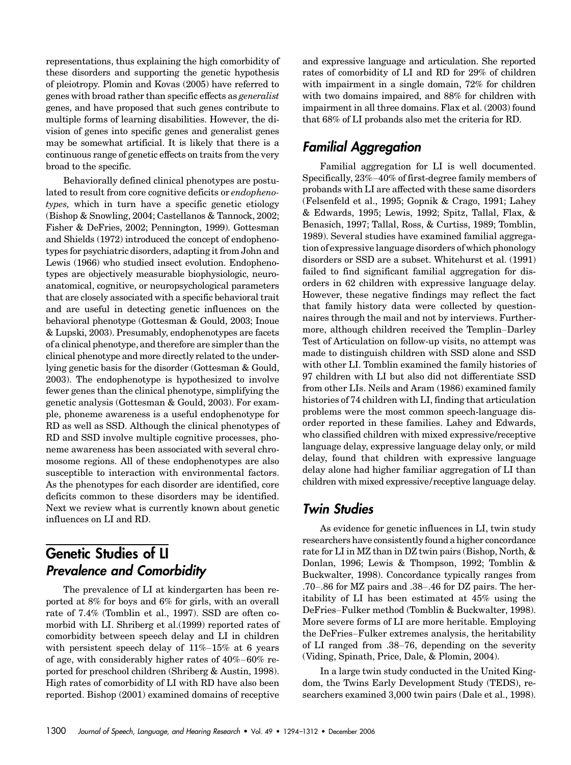representations, thus explaining the high comorbidity of these disorders and supporting the genetic hypothesis of pleiotropy. Plomin and Kovas (2005) have referred to genes with broad rather than specific effects as *generalist* genes, and have proposed that such genes contribute to multiple forms of learning disabilities. However, the division of genes into specific genes and generalist genes may be somewhat artificial. It is likely that there is a continuous range of genetic effects on traits from the very broad to the specific.

Behaviorally defined clinical phenotypes are postulated to result from core cognitive deficits or *endophenotypes,* which in turn have a specific genetic etiology (Bishop & Snowling, 2004; Castellanos & Tannock, 2002; Fisher & DeFries, 2002; Pennington, 1999). Gottesman and Shields (1972) introduced the concept of endophenotypes for psychiatric disorders, adapting it from John and Lewis (1966) who studied insect evolution. Endophenotypes are objectively measurable biophysiologic, neuroanatomical, cognitive, or neuropsychological parameters that are closely associated with a specific behavioral trait and are useful in detecting genetic influences on the behavioral phenotype (Gottesman & Gould, 2003; Inoue & Lupski, 2003). Presumably, endophenotypes are facets of a clinical phenotype, and therefore are simpler than the clinical phenotype and more directly related to the underlying genetic basis for the disorder (Gottesman & Gould, 2003). The endophenotype is hypothesized to involve fewer genes than the clinical phenotype, simplifying the genetic analysis (Gottesman & Gould, 2003). For example, phoneme awareness is a useful endophenotype for RD as well as SSD. Although the clinical phenotypes of RD and SSD involve multiple cognitive processes, phoneme awareness has been associated with several chromosome regions. All of these endophenotypes are also susceptible to interaction with environmental factors. As the phenotypes for each disorder are identified, core deficits common to these disorders may be identified. Next we review what is currently known about genetic influences on LI and RD.

## Genetic Studies of LI

### Prevalence and Comorbidity

The prevalence of LI at kindergarten has been reported at 8% for boys and 6% for girls, with an overall rate of 7.4% (Tomblin et al., 1997). SSD are often comorbid with LI. Shriberg et al.(1999) reported rates of comorbidity between speech delay and LI in children with persistent speech delay of 11%–15% at 6 years of age, with considerably higher rates of 40%–60% reported for preschool children (Shriberg & Austin, 1998). High rates of comorbidity of LI with RD have also been reported. Bishop (2001) examined domains of receptive and expressive language and articulation. She reported rates of comorbidity of LI and RD for 29% of children with impairment in a single domain, 72% for children with two domains impaired, and 88% for children with impairment in all three domains. Flax et al. (2003) found that 68% of LI probands also met the criteria for RD.

### Familial Aggregation

Familial aggregation for LI is well documented. Specifically, 23%–40% of first-degree family members of probands with LI are affected with these same disorders (Felsenfeld et al., 1995; Gopnik & Crago, 1991; Lahey & Edwards, 1995; Lewis, 1992; Spitz, Tallal, Flax, & Benasich, 1997; Tallal, Ross, & Curtiss, 1989; Tomblin, 1989). Several studies have examined familial aggregation of expressive language disorders of which phonology disorders or SSD are a subset. Whitehurst et al. (1991) failed to find significant familial aggregation for disorders in 62 children with expressive language delay. However, these negative findings may reflect the fact that family history data were collected by questionnaires through the mail and not by interviews. Furthermore, although children received the Templin–Darley Test of Articulation on follow-up visits, no attempt was made to distinguish children with SSD alone and SSD with other LI. Tomblin examined the family histories of 97 children with LI but also did not differentiate SSD from other LIs. Neils and Aram (1986) examined family histories of 74 children with LI, finding that articulation problems were the most common speech-language disorder reported in these families. Lahey and Edwards, who classified children with mixed expressive/receptive language delay, expressive language delay only, or mild delay, found that children with expressive language delay alone had higher familiar aggregation of LI than children with mixed expressive/receptive language delay.

### Twin Studies

As evidence for genetic influences in LI, twin study researchers have consistently found a higher concordance rate for LI in MZ than in DZ twin pairs (Bishop, North, & Donlan, 1996; Lewis & Thompson, 1992; Tomblin & Buckwalter, 1998). Concordance typically ranges from .70–.86 for MZ pairs and .38–.46 for DZ pairs. The heritability of LI has been estimated at 45% using the DeFries–Fulker method (Tomblin & Buckwalter, 1998). More severe forms of LI are more heritable. Employing the DeFries–Fulker extremes analysis, the heritability of LI ranged from .38–76, depending on the severity (Viding, Spinath, Price, Dale, & Plomin, 2004).

In a large twin study conducted in the United Kingdom, the Twins Early Development Study (TEDS), researchers examined 3,000 twin pairs (Dale et al., 1998).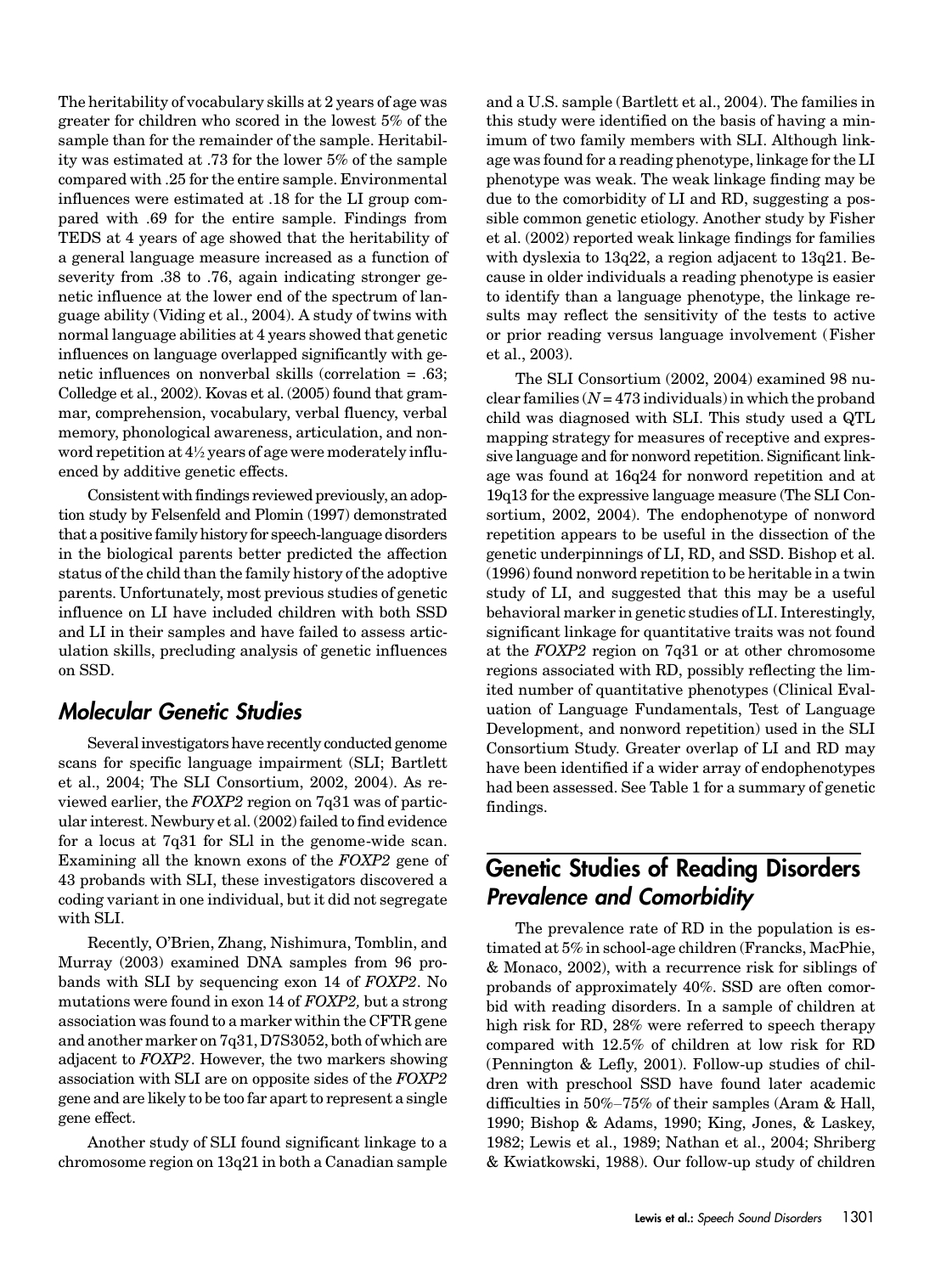The heritability of vocabulary skills at 2 years of age was greater for children who scored in the lowest 5% of the sample than for the remainder of the sample. Heritability was estimated at .73 for the lower 5% of the sample compared with .25 for the entire sample. Environmental influences were estimated at .18 for the LI group compared with .69 for the entire sample. Findings from TEDS at 4 years of age showed that the heritability of a general language measure increased as a function of severity from .38 to .76, again indicating stronger genetic influence at the lower end of the spectrum of language ability (Viding et al., 2004). A study of twins with normal language abilities at 4 years showed that genetic influences on language overlapped significantly with genetic influences on nonverbal skills (correlation = .63; Colledge et al., 2002). Kovas et al. (2005) found that grammar, comprehension, vocabulary, verbal fluency, verbal memory, phonological awareness, articulation, and nonword repetition at 4½ years of age were moderately influenced by additive genetic effects.

Consistent with findings reviewed previously, an adoption study by Felsenfeld and Plomin (1997) demonstrated that a positive family history for speech-language disorders in the biological parents better predicted the affection status of the child than the family history of the adoptive parents. Unfortunately, most previous studies of genetic influence on LI have included children with both SSD and LI in their samples and have failed to assess articulation skills, precluding analysis of genetic influences on SSD.

### *Molecular Genetic Studies*

Several investigators have recently conducted genome scans for specific language impairment (SLI; Bartlett et al., 2004; The SLI Consortium, 2002, 2004). As reviewed earlier, the *FOXP2* region on 7q31 was of particular interest. Newbury et al. (2002) failed to find evidence for a locus at 7q31 for SLl in the genome-wide scan. Examining all the known exons of the *FOXP2* gene of 43 probands with SLI, these investigators discovered a coding variant in one individual, but it did not segregate with SLI.

Recently, O'Brien, Zhang, Nishimura, Tomblin, and Murray (2003) examined DNA samples from 96 probands with SLI by sequencing exon 14 of *FOXP2*. No mutations were found in exon 14 of *FOXP2,* but a strong association was found to a marker within the CFTR gene and another marker on 7q31, D7S3052, both of which are adjacent to *FOXP2*. However, the two markers showing association with SLI are on opposite sides of the *FOXP2* gene and are likely to be too far apart to represent a single gene effect.

Another study of SLI found significant linkage to a chromosome region on 13q21 in both a Canadian sample and a U.S. sample (Bartlett et al., 2004). The families in this study were identified on the basis of having a minimum of two family members with SLI. Although linkage was found for a reading phenotype, linkage for the LI phenotype was weak. The weak linkage finding may be due to the comorbidity of LI and RD, suggesting a possible common genetic etiology. Another study by Fisher et al. (2002) reported weak linkage findings for families with dyslexia to 13q22, a region adjacent to 13q21. Because in older individuals a reading phenotype is easier to identify than a language phenotype, the linkage results may reflect the sensitivity of the tests to active or prior reading versus language involvement (Fisher et al., 2003).

The SLI Consortium (2002, 2004) examined 98 nuclear families ($N = 473$ individuals) in which the proband child was diagnosed with SLI. This study used a QTL mapping strategy for measures of receptive and expressive language and for nonword repetition. Significant linkage was found at 16q24 for nonword repetition and at 19q13 for the expressive language measure (The SLI Consortium, 2002, 2004). The endophenotype of nonword repetition appears to be useful in the dissection of the genetic underpinnings of LI, RD, and SSD. Bishop et al. (1996) found nonword repetition to be heritable in a twin study of LI, and suggested that this may be a useful behavioral marker in genetic studies of LI. Interestingly, significant linkage for quantitative traits was not found at the *FOXP2* region on 7q31 or at other chromosome regions associated with RD, possibly reflecting the limited number of quantitative phenotypes (Clinical Evaluation of Language Fundamentals, Test of Language Development, and nonword repetition) used in the SLI Consortium Study. Greater overlap of LI and RD may have been identified if a wider array of endophenotypes had been assessed. See Table 1 for a summary of genetic findings.

## Genetic Studies of Reading Disorders

### *Prevalence and Comorbidity*

The prevalence rate of RD in the population is estimated at 5% in school-age children (Francks, MacPhie, & Monaco, 2002), with a recurrence risk for siblings of probands of approximately 40%. SSD are often comorbid with reading disorders. In a sample of children at high risk for RD, 28% were referred to speech therapy compared with 12.5% of children at low risk for RD (Pennington & Lefly, 2001). Follow-up studies of children with preschool SSD have found later academic difficulties in 50%–75% of their samples (Aram & Hall, 1990; Bishop & Adams, 1990; King, Jones, & Laskey, 1982; Lewis et al., 1989; Nathan et al., 2004; Shriberg & Kwiatkowski, 1988). Our follow-up study of children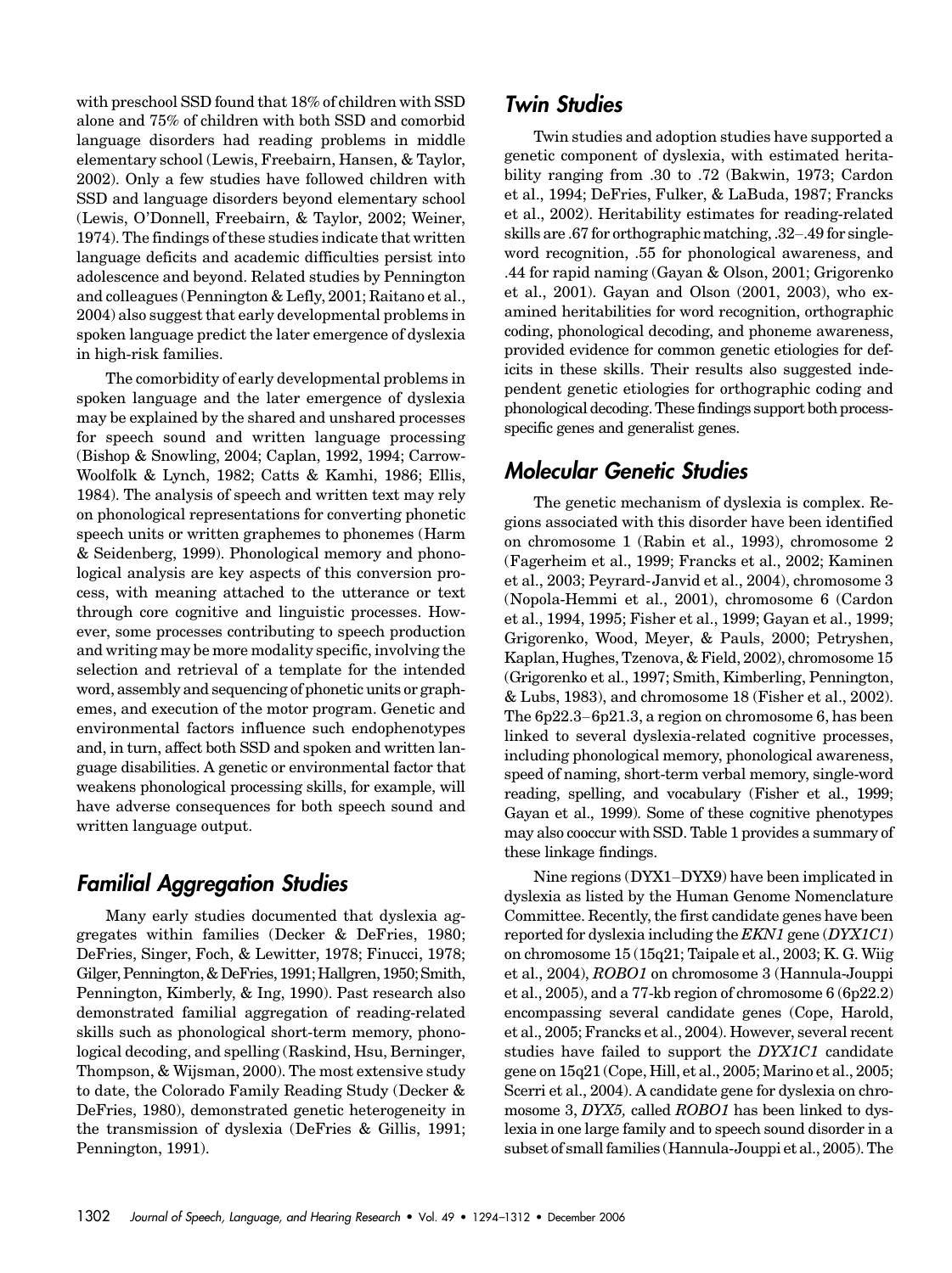with preschool SSD found that 18% of children with SSD alone and 75% of children with both SSD and comorbid language disorders had reading problems in middle elementary school (Lewis, Freebairn, Hansen, & Taylor, 2002). Only a few studies have followed children with SSD and language disorders beyond elementary school (Lewis, O'Donnell, Freebairn, & Taylor, 2002; Weiner, 1974). The findings of these studies indicate that written language deficits and academic difficulties persist into adolescence and beyond. Related studies by Pennington and colleagues (Pennington & Lefly, 2001; Raitano et al., 2004) also suggest that early developmental problems in spoken language predict the later emergence of dyslexia in high-risk families.

The comorbidity of early developmental problems in spoken language and the later emergence of dyslexia may be explained by the shared and unshared processes for speech sound and written language processing (Bishop & Snowling, 2004; Caplan, 1992, 1994; Carrow-Woolfolk & Lynch, 1982; Catts & Kamhi, 1986; Ellis, 1984). The analysis of speech and written text may rely on phonological representations for converting phonetic speech units or written graphemes to phonemes (Harm & Seidenberg, 1999). Phonological memory and phonological analysis are key aspects of this conversion process, with meaning attached to the utterance or text through core cognitive and linguistic processes. However, some processes contributing to speech production and writing may be more modality specific, involving the selection and retrieval of a template for the intended word, assembly and sequencing of phonetic units or graphemes, and execution of the motor program. Genetic and environmental factors influence such endophenotypes and, in turn, affect both SSD and spoken and written language disabilities. A genetic or environmental factor that weakens phonological processing skills, for example, will have adverse consequences for both speech sound and written language output.

## Familial Aggregation Studies

Many early studies documented that dyslexia aggregates within families (Decker & DeFries, 1980; DeFries, Singer, Foch, & Lewitter, 1978; Finucci, 1978; Gilger, Pennington, & DeFries, 1991; Hallgren, 1950; Smith, Pennington, Kimberly, & Ing, 1990). Past research also demonstrated familial aggregation of reading-related skills such as phonological short-term memory, phonological decoding, and spelling (Raskind, Hsu, Berninger, Thompson, & Wijsman, 2000). The most extensive study to date, the Colorado Family Reading Study (Decker & DeFries, 1980), demonstrated genetic heterogeneity in the transmission of dyslexia (DeFries & Gillis, 1991; Pennington, 1991).

## Twin Studies

Twin studies and adoption studies have supported a genetic component of dyslexia, with estimated heritability ranging from .30 to .72 (Bakwin, 1973; Cardon et al., 1994; DeFries, Fulker, & LaBuda, 1987; Francks et al., 2002). Heritability estimates for reading-related skills are .67 for orthographic matching, .32–.49 for single-word recognition, .55 for phonological awareness, and .44 for rapid naming (Gayan & Olson, 2001; Grigorenko et al., 2001). Gayan and Olson (2001, 2003), who examined heritabilities for word recognition, orthographic coding, phonological decoding, and phoneme awareness, provided evidence for common genetic etiologies for deficits in these skills. Their results also suggested independent genetic etiologies for orthographic coding and phonological decoding. These findings support both process-specific genes and generalist genes.

## Molecular Genetic Studies

The genetic mechanism of dyslexia is complex. Regions associated with this disorder have been identified on chromosome 1 (Rabin et al., 1993), chromosome 2 (Fagerheim et al., 1999; Francks et al., 2002; Kaminen et al., 2003; Peyrard-Janvid et al., 2004), chromosome 3 (Nopola-Hemmi et al., 2001), chromosome 6 (Cardon et al., 1994, 1995; Fisher et al., 1999; Gayan et al., 1999; Grigorenko, Wood, Meyer, & Pauls, 2000; Petryshen, Kaplan, Hughes, Tzenova, & Field, 2002), chromosome 15 (Grigorenko et al., 1997; Smith, Kimberling, Pennington, & Lubs, 1983), and chromosome 18 (Fisher et al., 2002). The 6p22.3–6p21.3, a region on chromosome 6, has been linked to several dyslexia-related cognitive processes, including phonological memory, phonological awareness, speed of naming, short-term verbal memory, single-word reading, spelling, and vocabulary (Fisher et al., 1999; Gayan et al., 1999). Some of these cognitive phenotypes may also cooccur with SSD. Table 1 provides a summary of these linkage findings.

Nine regions (DYX1–DYX9) have been implicated in dyslexia as listed by the Human Genome Nomenclature Committee. Recently, the first candidate genes have been reported for dyslexia including the *EKN1* gene (*DYX1C1*) on chromosome 15 (15q21; Taipale et al., 2003; K. G. Wiig et al., 2004), *ROBO1* on chromosome 3 (Hannula-Jouppi et al., 2005), and a 77-kb region of chromosome 6 (6p22.2) encompassing several candidate genes (Cope, Harold, et al., 2005; Francks et al., 2004). However, several recent studies have failed to support the *DYX1C1* candidate gene on 15q21 (Cope, Hill, et al., 2005; Marino et al., 2005; Scerri et al., 2004). A candidate gene for dyslexia on chromosome 3, *DYX5,* called *ROBO1* has been linked to dyslexia in one large family and to speech sound disorder in a subset of small families (Hannula-Jouppi et al., 2005). The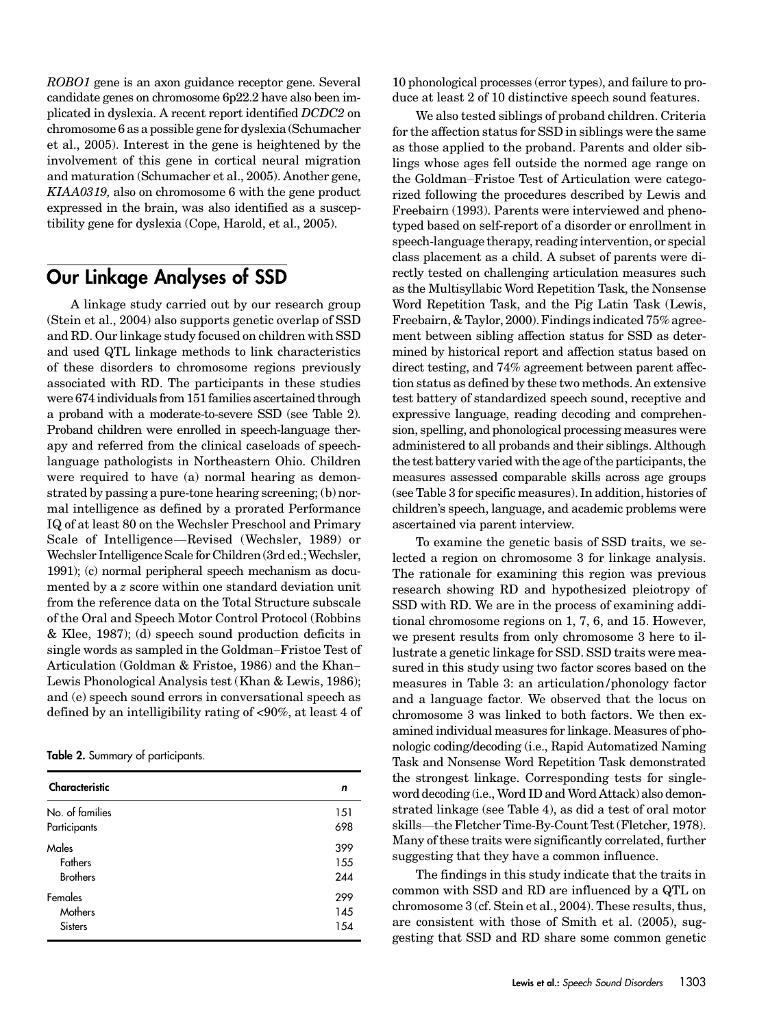*ROBO1* gene is an axon guidance receptor gene. Several candidate genes on chromosome 6p22.2 have also been implicated in dyslexia. A recent report identified *DCDC2* on chromosome 6 as a possible gene for dyslexia (Schumacher et al., 2005). Interest in the gene is heightened by the involvement of this gene in cortical neural migration and maturation (Schumacher et al., 2005). Another gene, *KIAA0319,* also on chromosome 6 with the gene product expressed in the brain, was also identified as a susceptibility gene for dyslexia (Cope, Harold, et al., 2005).

## Our Linkage Analyses of SSD

A linkage study carried out by our research group (Stein et al., 2004) also supports genetic overlap of SSD and RD. Our linkage study focused on children with SSD and used QTL linkage methods to link characteristics of these disorders to chromosome regions previously associated with RD. The participants in these studies were 674 individuals from 151 families ascertained through a proband with a moderate-to-severe SSD (see Table 2). Proband children were enrolled in speech-language therapy and referred from the clinical caseloads of speech-language pathologists in Northeastern Ohio. Children were required to have (a) normal hearing as demonstrated by passing a pure-tone hearing screening; (b) normal intelligence as defined by a prorated Performance IQ of at least 80 on the Wechsler Preschool and Primary Scale of Intelligence—Revised (Wechsler, 1989) or Wechsler Intelligence Scale for Children (3rd ed.; Wechsler, 1991); (c) normal peripheral speech mechanism as documented by a *z* score within one standard deviation unit from the reference data on the Total Structure subscale of the Oral and Speech Motor Control Protocol (Robbins & Klee, 1987); (d) speech sound production deficits in single words as sampled in the Goldman–Fristoe Test of Articulation (Goldman & Fristoe, 1986) and the Khan–Lewis Phonological Analysis test (Khan & Lewis, 1986); and (e) speech sound errors in conversational speech as defined by an intelligibility rating of <90%, at least 4 of 10 phonological processes (error types), and failure to produce at least 2 of 10 distinctive speech sound features.

**Table 2.** Summary of participants.

| Characteristic | *n* |
|---|---|
| No. of families | 151 |
| Participants | 698 |
| Males | 399 |
| Fathers | 155 |
| Brothers | 244 |
| Females | 299 |
| Mothers | 145 |
| Sisters | 154 |

We also tested siblings of proband children. Criteria for the affection status for SSD in siblings were the same as those applied to the proband. Parents and older siblings whose ages fell outside the normed age range on the Goldman–Fristoe Test of Articulation were categorized following the procedures described by Lewis and Freebairn (1993). Parents were interviewed and phenotyped based on self-report of a disorder or enrollment in speech-language therapy, reading intervention, or special class placement as a child. A subset of parents were directly tested on challenging articulation measures such as the Multisyllabic Word Repetition Task, the Nonsense Word Repetition Task, and the Pig Latin Task (Lewis, Freebairn, & Taylor, 2000). Findings indicated 75% agreement between sibling affection status for SSD as determined by historical report and affection status based on direct testing, and 74% agreement between parent affection status as defined by these two methods. An extensive test battery of standardized speech sound, receptive and expressive language, reading decoding and comprehension, spelling, and phonological processing measures were administered to all probands and their siblings. Although the test battery varied with the age of the participants, the measures assessed comparable skills across age groups (see Table 3 for specific measures). In addition, histories of children's speech, language, and academic problems were ascertained via parent interview.

To examine the genetic basis of SSD traits, we selected a region on chromosome 3 for linkage analysis. The rationale for examining this region was previous research showing RD and hypothesized pleiotropy of SSD with RD. We are in the process of examining additional chromosome regions on 1, 7, 6, and 15. However, we present results from only chromosome 3 here to illustrate a genetic linkage for SSD. SSD traits were measured in this study using two factor scores based on the measures in Table 3: an articulation/phonology factor and a language factor. We observed that the locus on chromosome 3 was linked to both factors. We then examined individual measures for linkage. Measures of phonologic coding/decoding (i.e., Rapid Automatized Naming Task and Nonsense Word Repetition Task demonstrated the strongest linkage. Corresponding tests for single-word decoding (i.e., Word ID and Word Attack) also demonstrated linkage (see Table 4), as did a test of oral motor skills—the Fletcher Time-By-Count Test (Fletcher, 1978). Many of these traits were significantly correlated, further suggesting that they have a common influence.

The findings in this study indicate that the traits in common with SSD and RD are influenced by a QTL on chromosome 3 (cf. Stein et al., 2004). These results, thus, are consistent with those of Smith et al. (2005), suggesting that SSD and RD share some common genetic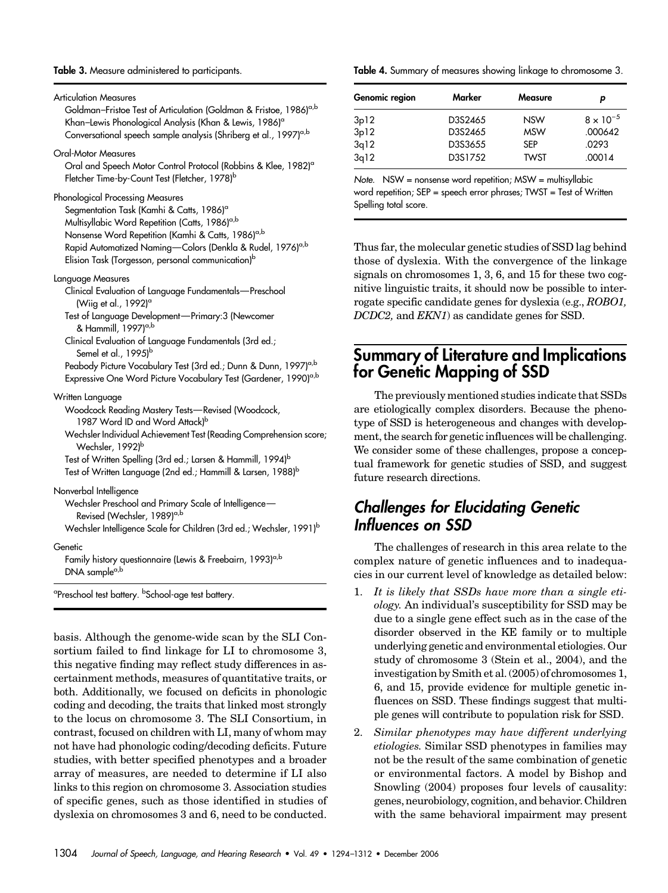**Table 3.** Measure administered to participants.

Articulation Measures
- Goldman–Fristoe Test of Articulation (Goldman & Fristoe, 1986)[a,b]
- Khan–Lewis Phonological Analysis (Khan & Lewis, 1986)[a]
- Conversational speech sample analysis (Shriberg et al., 1997)[a,b]

Oral-Motor Measures
- Oral and Speech Motor Control Protocol (Robbins & Klee, 1982)[a]
- Fletcher Time-by-Count Test (Fletcher, 1978)[b]

Phonological Processing Measures
- Segmentation Task (Kamhi & Catts, 1986)[a]
- Multisyllabic Word Repetition (Catts, 1986)[a,b]
- Nonsense Word Repetition (Kamhi & Catts, 1986)[a,b]
- Rapid Automatized Naming—Colors (Denkla & Rudel, 1976)[a,b]
- Elision Task (Torgesson, personal communication)[b]

Language Measures
- Clinical Evaluation of Language Fundamentals—Preschool (Wiig et al., 1992)[a]
- Test of Language Development—Primary:3 (Newcomer & Hammill, 1997)[a,b]
- Clinical Evaluation of Language Fundamentals (3rd ed.; Semel et al., 1995)[b]
- Peabody Picture Vocabulary Test (3rd ed.; Dunn & Dunn, 1997)[a,b]
- Expressive One Word Picture Vocabulary Test (Gardener, 1990)[a,b]

Written Language
- Woodcock Reading Mastery Tests—Revised (Woodcock, 1987 Word ID and Word Attack)[b]
- Wechsler Individual Achievement Test (Reading Comprehension score; Wechsler, 1992)[b]
- Test of Written Spelling (3rd ed.; Larsen & Hammill, 1994)[b]
- Test of Written Language (2nd ed.; Hammill & Larsen, 1988)[b]

Nonverbal Intelligence
- Wechsler Preschool and Primary Scale of Intelligence—Revised (Wechsler, 1989)[a,b]
- Wechsler Intelligence Scale for Children (3rd ed.; Wechsler, 1991)[b]

Genetic
- Family history questionnaire (Lewis & Freebairn, 1993)[a,b]
- DNA sample[a,b]

[a]Preschool test battery. [b]School-age test battery.

basis. Although the genome-wide scan by the SLI Consortium failed to find linkage for LI to chromosome 3, this negative finding may reflect study differences in ascertainment methods, measures of quantitative traits, or both. Additionally, we focused on deficits in phonologic coding and decoding, the traits that linked most strongly to the locus on chromosome 3. The SLI Consortium, in contrast, focused on children with LI, many of whom may not have had phonologic coding/decoding deficits. Future studies, with better specified phenotypes and a broader array of measures, are needed to determine if LI also links to this region on chromosome 3. Association studies of specific genes, such as those identified in studies of dyslexia on chromosomes 3 and 6, need to be conducted.

**Table 4.** Summary of measures showing linkage to chromosome 3.

| Genomic region | Marker | Measure | *p* |
|---|---|---|---|
| 3p12 | D3S2465 | NSW | $8 \times 10^{-5}$ |
| 3p12 | D3S2465 | MSW | .000642 |
| 3q12 | D3S3655 | SEP | .0293 |
| 3q12 | D3S1752 | TWST | .00014 |

*Note.* NSW = nonsense word repetition; MSW = multisyllabic word repetition; SEP = speech error phrases; TWST = Test of Written Spelling total score.

Thus far, the molecular genetic studies of SSD lag behind those of dyslexia. With the convergence of the linkage signals on chromosomes 1, 3, 6, and 15 for these two cognitive linguistic traits, it should now be possible to interrogate specific candidate genes for dyslexia (e.g., *ROBO1, DCDC2,* and *EKN1*) as candidate genes for SSD.

## Summary of Literature and Implications for Genetic Mapping of SSD

The previously mentioned studies indicate that SSDs are etiologically complex disorders. Because the phenotype of SSD is heterogeneous and changes with development, the search for genetic influences will be challenging. We consider some of these challenges, propose a conceptual framework for genetic studies of SSD, and suggest future research directions.

### *Challenges for Elucidating Genetic Influences on SSD*

The challenges of research in this area relate to the complex nature of genetic influences and to inadequacies in our current level of knowledge as detailed below:

1. *It is likely that SSDs have more than a single etiology.* An individual's susceptibility for SSD may be due to a single gene effect such as in the case of the disorder observed in the KE family or to multiple underlying genetic and environmental etiologies. Our study of chromosome 3 (Stein et al., 2004), and the investigation by Smith et al. (2005) of chromosomes 1, 6, and 15, provide evidence for multiple genetic influences on SSD. These findings suggest that multiple genes will contribute to population risk for SSD.
2. *Similar phenotypes may have different underlying etiologies.* Similar SSD phenotypes in families may not be the result of the same combination of genetic or environmental factors. A model by Bishop and Snowling (2004) proposes four levels of causality: genes, neurobiology, cognition, and behavior. Children with the same behavioral impairment may present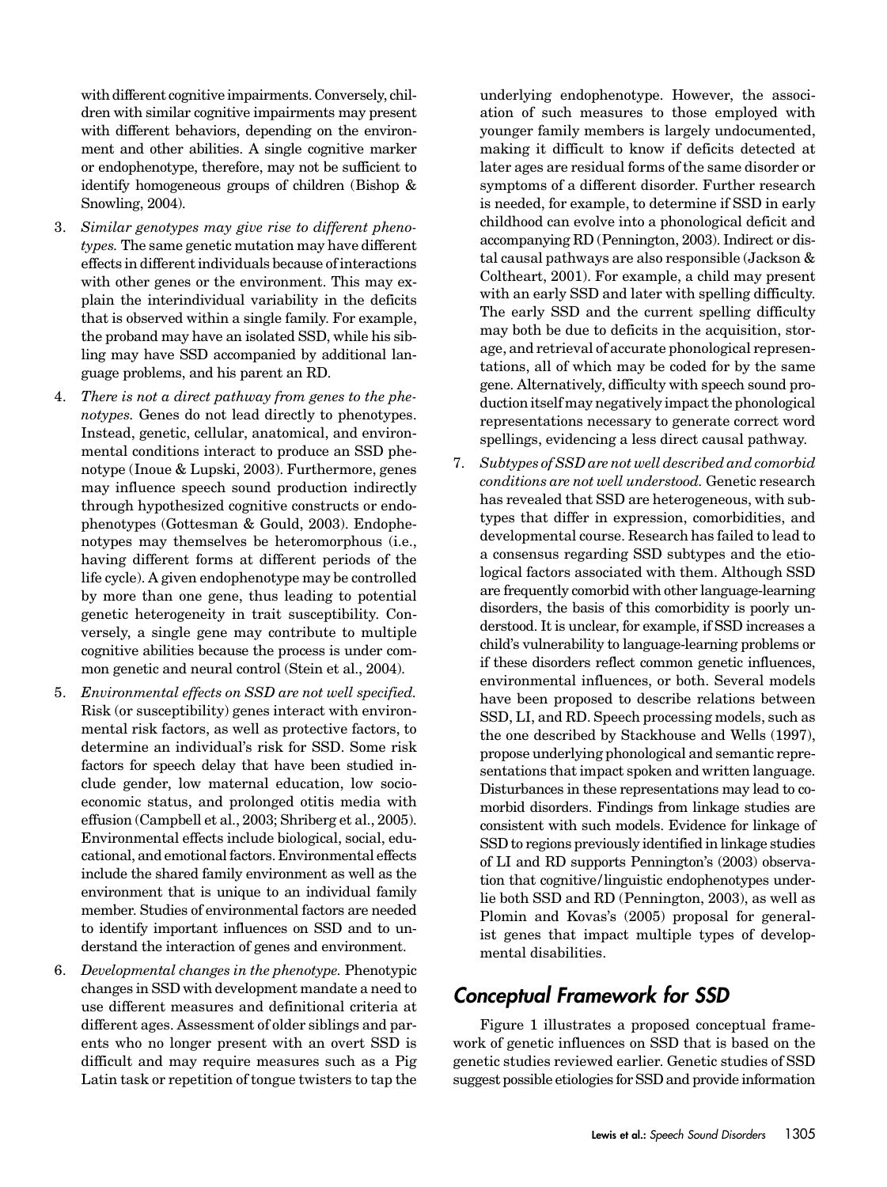with different cognitive impairments. Conversely, children with similar cognitive impairments may present with different behaviors, depending on the environment and other abilities. A single cognitive marker or endophenotype, therefore, may not be sufficient to identify homogeneous groups of children (Bishop & Snowling, 2004).

3. *Similar genotypes may give rise to different phenotypes.* The same genetic mutation may have different effects in different individuals because of interactions with other genes or the environment. This may explain the interindividual variability in the deficits that is observed within a single family. For example, the proband may have an isolated SSD, while his sibling may have SSD accompanied by additional language problems, and his parent an RD.

4. *There is not a direct pathway from genes to the phenotypes.* Genes do not lead directly to phenotypes. Instead, genetic, cellular, anatomical, and environmental conditions interact to produce an SSD phenotype (Inoue & Lupski, 2003). Furthermore, genes may influence speech sound production indirectly through hypothesized cognitive constructs or endophenotypes (Gottesman & Gould, 2003). Endophenotypes may themselves be heteromorphous (i.e., having different forms at different periods of the life cycle). A given endophenotype may be controlled by more than one gene, thus leading to potential genetic heterogeneity in trait susceptibility. Conversely, a single gene may contribute to multiple cognitive abilities because the process is under common genetic and neural control (Stein et al., 2004).

5. *Environmental effects on SSD are not well specified.* Risk (or susceptibility) genes interact with environmental risk factors, as well as protective factors, to determine an individual's risk for SSD. Some risk factors for speech delay that have been studied include gender, low maternal education, low socioeconomic status, and prolonged otitis media with effusion (Campbell et al., 2003; Shriberg et al., 2005). Environmental effects include biological, social, educational, and emotional factors. Environmental effects include the shared family environment as well as the environment that is unique to an individual family member. Studies of environmental factors are needed to identify important influences on SSD and to understand the interaction of genes and environment.

6. *Developmental changes in the phenotype.* Phenotypic changes in SSD with development mandate a need to use different measures and definitional criteria at different ages. Assessment of older siblings and parents who no longer present with an overt SSD is difficult and may require measures such as a Pig Latin task or repetition of tongue twisters to tap the underlying endophenotype. However, the association of such measures to those employed with younger family members is largely undocumented, making it difficult to know if deficits detected at later ages are residual forms of the same disorder or symptoms of a different disorder. Further research is needed, for example, to determine if SSD in early childhood can evolve into a phonological deficit and accompanying RD (Pennington, 2003). Indirect or distal causal pathways are also responsible (Jackson & Coltheart, 2001). For example, a child may present with an early SSD and later with spelling difficulty. The early SSD and the current spelling difficulty may both be due to deficits in the acquisition, storage, and retrieval of accurate phonological representations, all of which may be coded for by the same gene. Alternatively, difficulty with speech sound production itself may negatively impact the phonological representations necessary to generate correct word spellings, evidencing a less direct causal pathway.

7. *Subtypes of SSD are not well described and comorbid conditions are not well understood.* Genetic research has revealed that SSD are heterogeneous, with subtypes that differ in expression, comorbidities, and developmental course. Research has failed to lead to a consensus regarding SSD subtypes and the etiological factors associated with them. Although SSD are frequently comorbid with other language-learning disorders, the basis of this comorbidity is poorly understood. It is unclear, for example, if SSD increases a child's vulnerability to language-learning problems or if these disorders reflect common genetic influences, environmental influences, or both. Several models have been proposed to describe relations between SSD, LI, and RD. Speech processing models, such as the one described by Stackhouse and Wells (1997), propose underlying phonological and semantic representations that impact spoken and written language. Disturbances in these representations may lead to comorbid disorders. Findings from linkage studies are consistent with such models. Evidence for linkage of SSD to regions previously identified in linkage studies of LI and RD supports Pennington's (2003) observation that cognitive/linguistic endophenotypes underlie both SSD and RD (Pennington, 2003), as well as Plomin and Kovas's (2005) proposal for generalist genes that impact multiple types of developmental disabilities.

## Conceptual Framework for SSD

Figure 1 illustrates a proposed conceptual framework of genetic influences on SSD that is based on the genetic studies reviewed earlier. Genetic studies of SSD suggest possible etiologies for SSD and provide information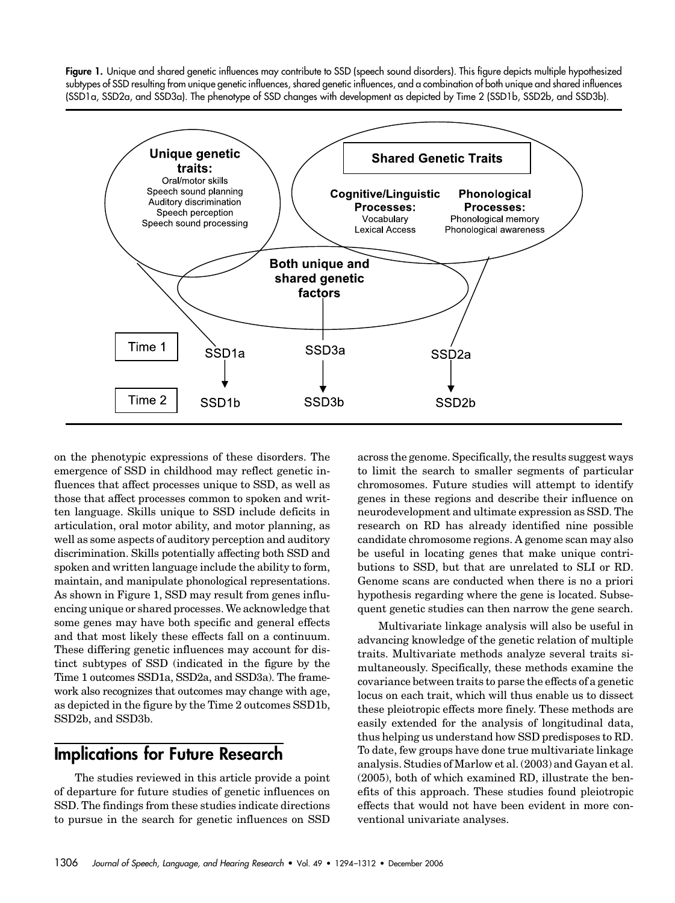**Figure 1.** Unique and shared genetic influences may contribute to SSD (speech sound disorders). This figure depicts multiple hypothesized subtypes of SSD resulting from unique genetic influences, shared genetic influences, and a combination of both unique and shared influences (SSD1a, SSD2a, and SSD3a). The phenotype of SSD changes with development as depicted by Time 2 (SSD1b, SSD2b, and SSD3b).

Unique genetic traits:
Oral/motor skills
Speech sound planning
Auditory discrimination
Speech perception
Speech sound processing

Shared Genetic Traits

Cognitive/Linguistic Processes:
Vocabulary
Lexical Access

Phonological Processes:
Phonological memory
Phonological awareness

Both unique and shared genetic factors

Time 1
SSD1a
SSD3a
SSD2a

Time 2
SSD1b
SSD3b
SSD2b

on the phenotypic expressions of these disorders. The emergence of SSD in childhood may reflect genetic influences that affect processes unique to SSD, as well as those that affect processes common to spoken and written language. Skills unique to SSD include deficits in articulation, oral motor ability, and motor planning, as well as some aspects of auditory perception and auditory discrimination. Skills potentially affecting both SSD and spoken and written language include the ability to form, maintain, and manipulate phonological representations. As shown in Figure 1, SSD may result from genes influencing unique or shared processes. We acknowledge that some genes may have both specific and general effects and that most likely these effects fall on a continuum. These differing genetic influences may account for distinct subtypes of SSD (indicated in the figure by the Time 1 outcomes SSD1a, SSD2a, and SSD3a). The framework also recognizes that outcomes may change with age, as depicted in the figure by the Time 2 outcomes SSD1b, SSD2b, and SSD3b.

## Implications for Future Research

The studies reviewed in this article provide a point of departure for future studies of genetic influences on SSD. The findings from these studies indicate directions to pursue in the search for genetic influences on SSD across the genome. Specifically, the results suggest ways to limit the search to smaller segments of particular chromosomes. Future studies will attempt to identify genes in these regions and describe their influence on neurodevelopment and ultimate expression as SSD. The research on RD has already identified nine possible candidate chromosome regions. A genome scan may also be useful in locating genes that make unique contributions to SSD, but that are unrelated to SLI or RD. Genome scans are conducted when there is no a priori hypothesis regarding where the gene is located. Subsequent genetic studies can then narrow the gene search.

Multivariate linkage analysis will also be useful in advancing knowledge of the genetic relation of multiple traits. Multivariate methods analyze several traits simultaneously. Specifically, these methods examine the covariance between traits to parse the effects of a genetic locus on each trait, which will thus enable us to dissect these pleiotropic effects more finely. These methods are easily extended for the analysis of longitudinal data, thus helping us understand how SSD predisposes to RD. To date, few groups have done true multivariate linkage analysis. Studies of Marlow et al. (2003) and Gayan et al. (2005), both of which examined RD, illustrate the benefits of this approach. These studies found pleiotropic effects that would not have been evident in more conventional univariate analyses.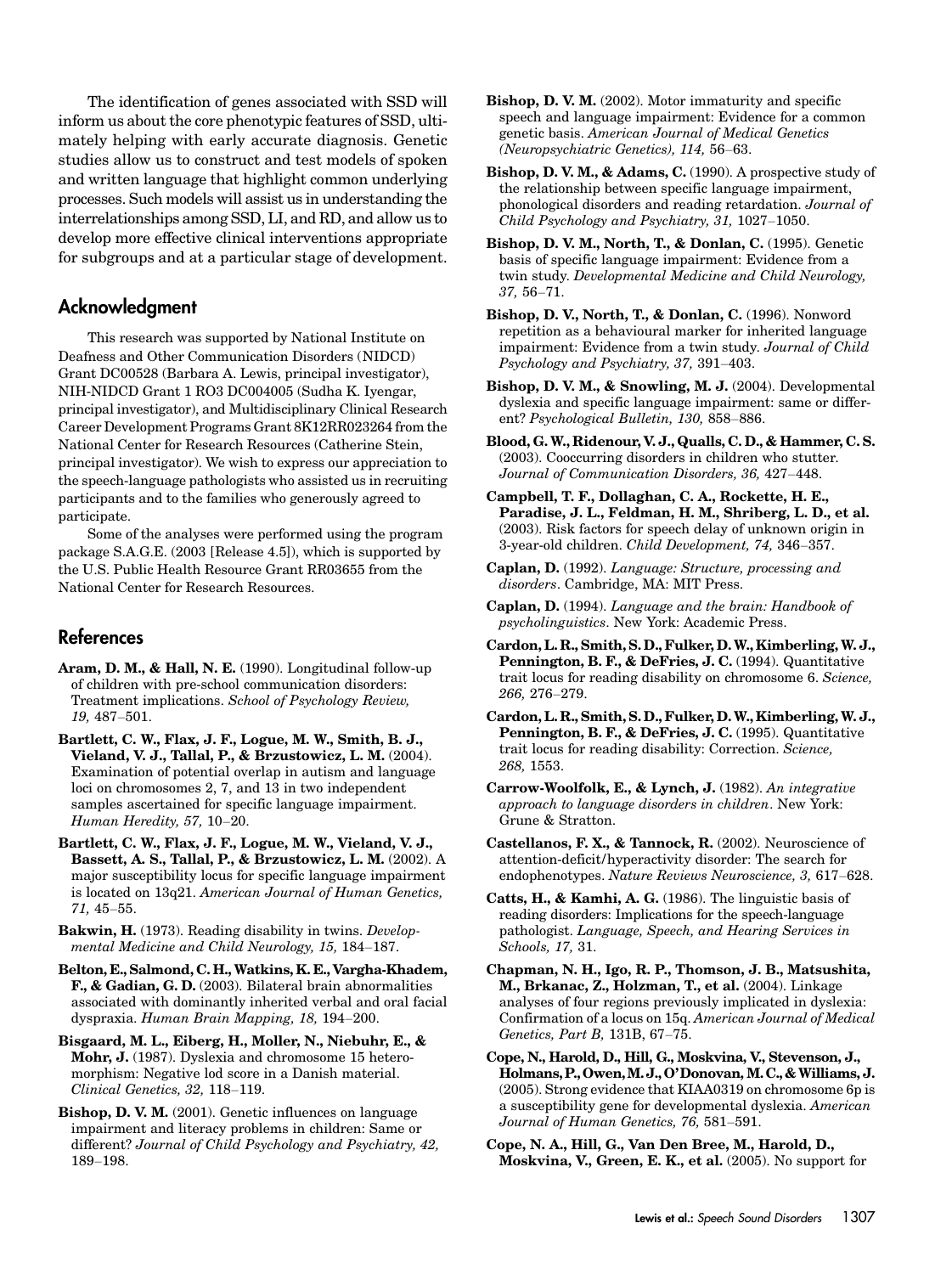The identification of genes associated with SSD will inform us about the core phenotypic features of SSD, ultimately helping with early accurate diagnosis. Genetic studies allow us to construct and test models of spoken and written language that highlight common underlying processes. Such models will assist us in understanding the interrelationships among SSD, LI, and RD, and allow us to develop more effective clinical interventions appropriate for subgroups and at a particular stage of development.

## Acknowledgment

This research was supported by National Institute on Deafness and Other Communication Disorders (NIDCD) Grant DC00528 (Barbara A. Lewis, principal investigator), NIH-NIDCD Grant 1 RO3 DC004005 (Sudha K. Iyengar, principal investigator), and Multidisciplinary Clinical Research Career Development Programs Grant 8K12RR023264 from the National Center for Research Resources (Catherine Stein, principal investigator). We wish to express our appreciation to the speech-language pathologists who assisted us in recruiting participants and to the families who generously agreed to participate.

Some of the analyses were performed using the program package S.A.G.E. (2003 [Release 4.5]), which is supported by the U.S. Public Health Resource Grant RR03655 from the National Center for Research Resources.

## References

**Aram, D. M., & Hall, N. E.** (1990). Longitudinal follow-up of children with pre-school communication disorders: Treatment implications. *School of Psychology Review, 19,* 487–501.

**Bartlett, C. W., Flax, J. F., Logue, M. W., Smith, B. J., Vieland, V. J., Tallal, P., & Brzustowicz, L. M.** (2004). Examination of potential overlap in autism and language loci on chromosomes 2, 7, and 13 in two independent samples ascertained for specific language impairment. *Human Heredity, 57,* 10–20.

**Bartlett, C. W., Flax, J. F., Logue, M. W., Vieland, V. J., Bassett, A. S., Tallal, P., & Brzustowicz, L. M.** (2002). A major susceptibility locus for specific language impairment is located on 13q21. *American Journal of Human Genetics, 71,* 45–55.

**Bakwin, H.** (1973). Reading disability in twins. *Developmental Medicine and Child Neurology, 15,* 184–187.

**Belton, E., Salmond, C. H., Watkins, K. E., Vargha-Khadem, F., & Gadian, G. D.** (2003). Bilateral brain abnormalities associated with dominantly inherited verbal and oral facial dyspraxia. *Human Brain Mapping, 18,* 194–200.

**Bisgaard, M. L., Eiberg, H., Moller, N., Niebuhr, E., & Mohr, J.** (1987). Dyslexia and chromosome 15 heteromorphism: Negative lod score in a Danish material. *Clinical Genetics, 32,* 118–119.

**Bishop, D. V. M.** (2001). Genetic influences on language impairment and literacy problems in children: Same or different? *Journal of Child Psychology and Psychiatry, 42,* 189–198.

**Bishop, D. V. M.** (2002). Motor immaturity and specific speech and language impairment: Evidence for a common genetic basis. *American Journal of Medical Genetics (Neuropsychiatric Genetics), 114,* 56–63.

**Bishop, D. V. M., & Adams, C.** (1990). A prospective study of the relationship between specific language impairment, phonological disorders and reading retardation. *Journal of Child Psychology and Psychiatry, 31,* 1027–1050.

**Bishop, D. V. M., North, T., & Donlan, C.** (1995). Genetic basis of specific language impairment: Evidence from a twin study. *Developmental Medicine and Child Neurology, 37,* 56–71.

**Bishop, D. V., North, T., & Donlan, C.** (1996). Nonword repetition as a behavioural marker for inherited language impairment: Evidence from a twin study. *Journal of Child Psychology and Psychiatry, 37,* 391–403.

**Bishop, D. V. M., & Snowling, M. J.** (2004). Developmental dyslexia and specific language impairment: same or different? *Psychological Bulletin, 130,* 858–886.

**Blood, G. W., Ridenour, V. J., Qualls, C. D., & Hammer, C. S.** (2003). Cooccurring disorders in children who stutter. *Journal of Communication Disorders, 36,* 427–448.

**Campbell, T. F., Dollaghan, C. A., Rockette, H. E., Paradise, J. L., Feldman, H. M., Shriberg, L. D., et al.** (2003). Risk factors for speech delay of unknown origin in 3-year-old children. *Child Development, 74,* 346–357.

**Caplan, D.** (1992). *Language: Structure, processing and disorders*. Cambridge, MA: MIT Press.

**Caplan, D.** (1994). *Language and the brain: Handbook of psycholinguistics*. New York: Academic Press.

**Cardon, L. R., Smith, S. D., Fulker, D. W., Kimberling, W. J., Pennington, B. F., & DeFries, J. C.** (1994). Quantitative trait locus for reading disability on chromosome 6. *Science, 266,* 276–279.

**Cardon, L. R., Smith, S. D., Fulker, D. W., Kimberling, W. J., Pennington, B. F., & DeFries, J. C.** (1995). Quantitative trait locus for reading disability: Correction. *Science, 268,* 1553.

**Carrow-Woolfolk, E., & Lynch, J.** (1982). *An integrative approach to language disorders in children*. New York: Grune & Stratton.

**Castellanos, F. X., & Tannock, R.** (2002). Neuroscience of attention-deficit/hyperactivity disorder: The search for endophenotypes. *Nature Reviews Neuroscience, 3,* 617–628.

**Catts, H., & Kamhi, A. G.** (1986). The linguistic basis of reading disorders: Implications for the speech-language pathologist. *Language, Speech, and Hearing Services in Schools, 17,* 31.

**Chapman, N. H., Igo, R. P., Thomson, J. B., Matsushita, M., Brkanac, Z., Holzman, T., et al.** (2004). Linkage analyses of four regions previously implicated in dyslexia: Confirmation of a locus on 15q. *American Journal of Medical Genetics, Part B,* 131B, 67–75.

**Cope, N., Harold, D., Hill, G., Moskvina, V., Stevenson, J., Holmans, P., Owen, M. J., O'Donovan, M. C., & Williams, J.** (2005). Strong evidence that KIAA0319 on chromosome 6p is a susceptibility gene for developmental dyslexia. *American Journal of Human Genetics, 76,* 581–591.

**Cope, N. A., Hill, G., Van Den Bree, M., Harold, D., Moskvina, V., Green, E. K., et al.** (2005). No support for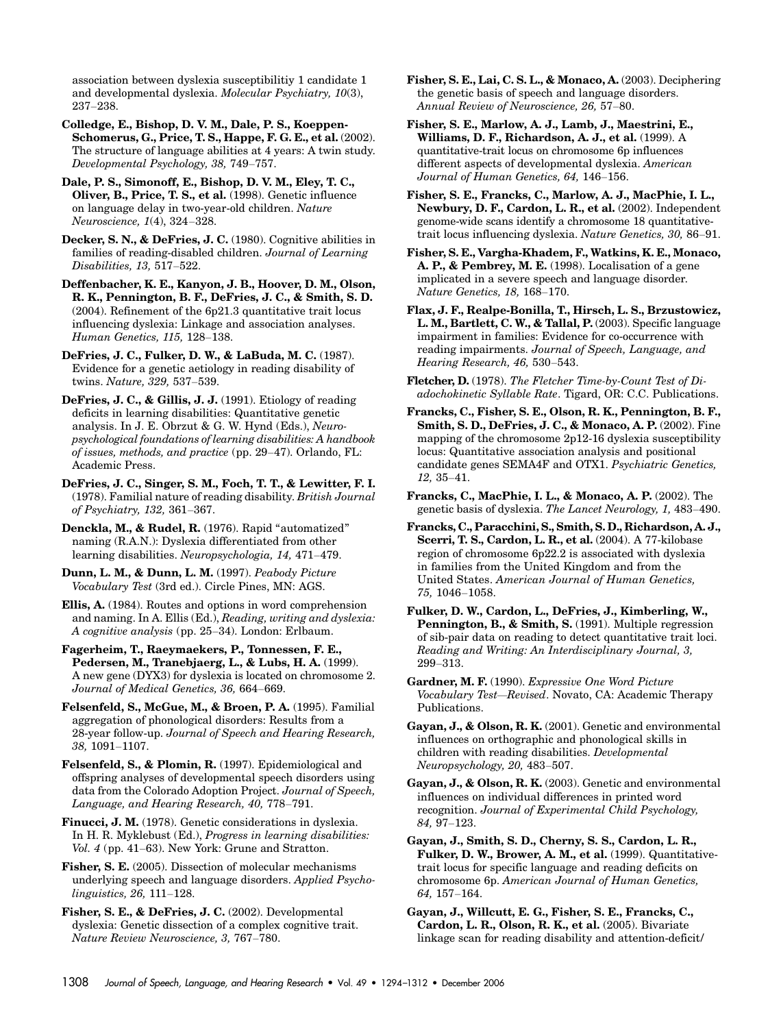association between dyslexia susceptibilitiy 1 candidate 1 and developmental dyslexia. *Molecular Psychiatry, 10*(3), 237–238.

**Colledge, E., Bishop, D. V. M., Dale, P. S., Koeppen-Schomerus, G., Price, T. S., Happe, F. G. E., et al.** (2002). The structure of language abilities at 4 years: A twin study. *Developmental Psychology, 38,* 749–757.

**Dale, P. S., Simonoff, E., Bishop, D. V. M., Eley, T. C., Oliver, B., Price, T. S., et al.** (1998). Genetic influence on language delay in two-year-old children. *Nature Neuroscience, 1*(4), 324–328.

**Decker, S. N., & DeFries, J. C.** (1980). Cognitive abilities in families of reading-disabled children. *Journal of Learning Disabilities, 13,* 517–522.

**Deffenbacher, K. E., Kanyon, J. B., Hoover, D. M., Olson, R. K., Pennington, B. F., DeFries, J. C., & Smith, S. D.** (2004). Refinement of the 6p21.3 quantitative trait locus influencing dyslexia: Linkage and association analyses. *Human Genetics, 115,* 128–138.

**DeFries, J. C., Fulker, D. W., & LaBuda, M. C.** (1987). Evidence for a genetic aetiology in reading disability of twins. *Nature, 329,* 537–539.

**DeFries, J. C., & Gillis, J. J.** (1991). Etiology of reading deficits in learning disabilities: Quantitative genetic analysis. In J. E. Obrzut & G. W. Hynd (Eds.), *Neuropsychological foundations of learning disabilities: A handbook of issues, methods, and practice* (pp. 29–47). Orlando, FL: Academic Press.

**DeFries, J. C., Singer, S. M., Foch, T. T., & Lewitter, F. I.** (1978). Familial nature of reading disability. *British Journal of Psychiatry, 132,* 361–367.

**Denckla, M., & Rudel, R.** (1976). Rapid "automatized" naming (R.A.N.): Dyslexia differentiated from other learning disabilities. *Neuropsychologia, 14,* 471–479.

**Dunn, L. M., & Dunn, L. M.** (1997). *Peabody Picture Vocabulary Test* (3rd ed.). Circle Pines, MN: AGS.

**Ellis, A.** (1984). Routes and options in word comprehension and naming. In A. Ellis (Ed.), *Reading, writing and dyslexia: A cognitive analysis* (pp. 25–34). London: Erlbaum.

**Fagerheim, T., Raeymaekers, P., Tonnessen, F. E., Pedersen, M., Tranebjaerg, L., & Lubs, H. A.** (1999). A new gene (DYX3) for dyslexia is located on chromosome 2. *Journal of Medical Genetics, 36,* 664–669.

**Felsenfeld, S., McGue, M., & Broen, P. A.** (1995). Familial aggregation of phonological disorders: Results from a 28-year follow-up. *Journal of Speech and Hearing Research, 38,* 1091–1107.

**Felsenfeld, S., & Plomin, R.** (1997). Epidemiological and offspring analyses of developmental speech disorders using data from the Colorado Adoption Project. *Journal of Speech, Language, and Hearing Research, 40,* 778–791.

**Finucci, J. M.** (1978). Genetic considerations in dyslexia. In H. R. Myklebust (Ed.), *Progress in learning disabilities: Vol. 4* (pp. 41–63). New York: Grune and Stratton.

**Fisher, S. E.** (2005). Dissection of molecular mechanisms underlying speech and language disorders. *Applied Psycholinguistics, 26,* 111–128.

**Fisher, S. E., & DeFries, J. C.** (2002). Developmental dyslexia: Genetic dissection of a complex cognitive trait. *Nature Review Neuroscience, 3,* 767–780.

**Fisher, S. E., Lai, C. S. L., & Monaco, A.** (2003). Deciphering the genetic basis of speech and language disorders. *Annual Review of Neuroscience, 26,* 57–80.

**Fisher, S. E., Marlow, A. J., Lamb, J., Maestrini, E., Williams, D. F., Richardson, A. J., et al.** (1999). A quantitative-trait locus on chromosome 6p influences different aspects of developmental dyslexia. *American Journal of Human Genetics, 64,* 146–156.

**Fisher, S. E., Francks, C., Marlow, A. J., MacPhie, I. L., Newbury, D. F., Cardon, L. R., et al.** (2002). Independent genome-wide scans identify a chromosome 18 quantitative-trait locus influencing dyslexia. *Nature Genetics, 30,* 86–91.

**Fisher, S. E., Vargha-Khadem, F., Watkins, K. E., Monaco, A. P., & Pembrey, M. E.** (1998). Localisation of a gene implicated in a severe speech and language disorder. *Nature Genetics, 18,* 168–170.

**Flax, J. F., Realpe-Bonilla, T., Hirsch, L. S., Brzustowicz, L. M., Bartlett, C. W., & Tallal, P.** (2003). Specific language impairment in families: Evidence for co-occurrence with reading impairments. *Journal of Speech, Language, and Hearing Research, 46,* 530–543.

**Fletcher, D.** (1978). *The Fletcher Time-by-Count Test of Diadochokinetic Syllable Rate*. Tigard, OR: C.C. Publications.

**Francks, C., Fisher, S. E., Olson, R. K., Pennington, B. F., Smith, S. D., DeFries, J. C., & Monaco, A. P.** (2002). Fine mapping of the chromosome 2p12-16 dyslexia susceptibility locus: Quantitative association analysis and positional candidate genes SEMA4F and OTX1. *Psychiatric Genetics, 12,* 35–41.

**Francks, C., MacPhie, I. L., & Monaco, A. P.** (2002). The genetic basis of dyslexia. *The Lancet Neurology, 1,* 483–490.

**Francks, C., Paracchini, S., Smith, S. D., Richardson, A. J., Scerri, T. S., Cardon, L. R., et al.** (2004). A 77-kilobase region of chromosome 6p22.2 is associated with dyslexia in families from the United Kingdom and from the United States. *American Journal of Human Genetics, 75,* 1046–1058.

**Fulker, D. W., Cardon, L., DeFries, J., Kimberling, W., Pennington, B., & Smith, S.** (1991). Multiple regression of sib-pair data on reading to detect quantitative trait loci. *Reading and Writing: An Interdisciplinary Journal, 3,* 299–313.

**Gardner, M. F.** (1990). *Expressive One Word Picture Vocabulary Test—Revised*. Novato, CA: Academic Therapy Publications.

**Gayan, J., & Olson, R. K.** (2001). Genetic and environmental influences on orthographic and phonological skills in children with reading disabilities. *Developmental Neuropsychology, 20,* 483–507.

**Gayan, J., & Olson, R. K.** (2003). Genetic and environmental influences on individual differences in printed word recognition. *Journal of Experimental Child Psychology, 84,* 97–123.

**Gayan, J., Smith, S. D., Cherny, S. S., Cardon, L. R., Fulker, D. W., Brower, A. M., et al.** (1999). Quantitative-trait locus for specific language and reading deficits on chromosome 6p. *American Journal of Human Genetics, 64,* 157–164.

**Gayan, J., Willcutt, E. G., Fisher, S. E., Francks, C., Cardon, L. R., Olson, R. K., et al.** (2005). Bivariate linkage scan for reading disability and attention-deficit/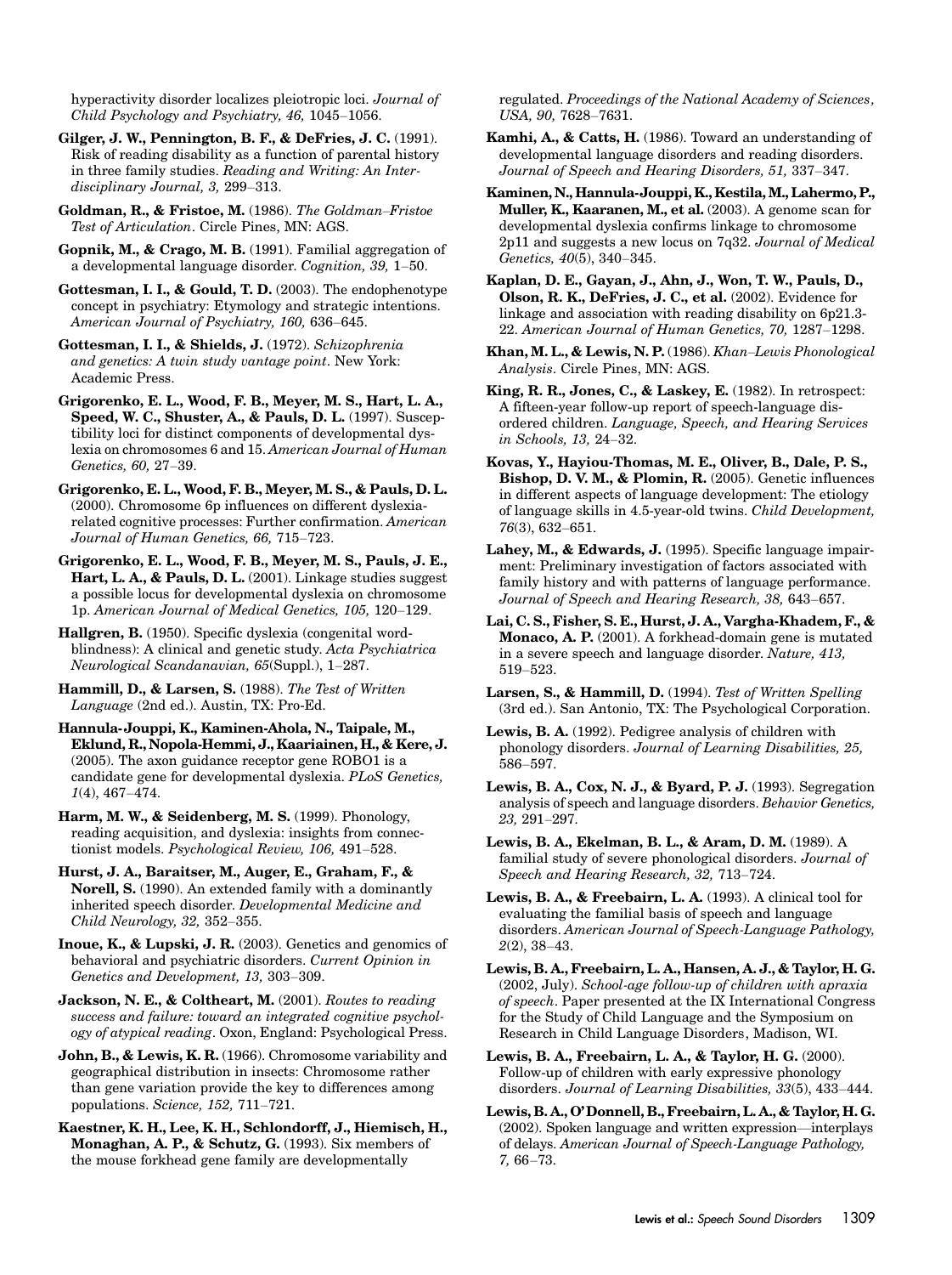hyperactivity disorder localizes pleiotropic loci. *Journal of Child Psychology and Psychiatry, 46,* 1045–1056.

**Gilger, J. W., Pennington, B. F., & DeFries, J. C.** (1991). Risk of reading disability as a function of parental history in three family studies. *Reading and Writing: An Interdisciplinary Journal, 3,* 299–313.

**Goldman, R., & Fristoe, M.** (1986). *The Goldman–Fristoe Test of Articulation*. Circle Pines, MN: AGS.

**Gopnik, M., & Crago, M. B.** (1991). Familial aggregation of a developmental language disorder. *Cognition, 39,* 1–50.

**Gottesman, I. I., & Gould, T. D.** (2003). The endophenotype concept in psychiatry: Etymology and strategic intentions. *American Journal of Psychiatry, 160,* 636–645.

**Gottesman, I. I., & Shields, J.** (1972). *Schizophrenia and genetics: A twin study vantage point*. New York: Academic Press.

**Grigorenko, E. L., Wood, F. B., Meyer, M. S., Hart, L. A., Speed, W. C., Shuster, A., & Pauls, D. L.** (1997). Susceptibility loci for distinct components of developmental dyslexia on chromosomes 6 and 15. *American Journal of Human Genetics, 60,* 27–39.

**Grigorenko, E. L., Wood, F. B., Meyer, M. S., & Pauls, D. L.** (2000). Chromosome 6p influences on different dyslexia-related cognitive processes: Further confirmation. *American Journal of Human Genetics, 66,* 715–723.

**Grigorenko, E. L., Wood, F. B., Meyer, M. S., Pauls, J. E., Hart, L. A., & Pauls, D. L.** (2001). Linkage studies suggest a possible locus for developmental dyslexia on chromosome 1p. *American Journal of Medical Genetics, 105,* 120–129.

**Hallgren, B.** (1950). Specific dyslexia (congenital word-blindness): A clinical and genetic study. *Acta Psychiatrica Neurological Scandanavian, 65*(Suppl.), 1–287.

**Hammill, D., & Larsen, S.** (1988). *The Test of Written Language* (2nd ed.). Austin, TX: Pro-Ed.

**Hannula-Jouppi, K., Kaminen-Ahola, N., Taipale, M., Eklund, R., Nopola-Hemmi, J., Kaariainen, H., & Kere, J.** (2005). The axon guidance receptor gene ROBO1 is a candidate gene for developmental dyslexia. *PLoS Genetics, 1*(4), 467–474.

**Harm, M. W., & Seidenberg, M. S.** (1999). Phonology, reading acquisition, and dyslexia: insights from connectionist models. *Psychological Review, 106,* 491–528.

**Hurst, J. A., Baraitser, M., Auger, E., Graham, F., & Norell, S.** (1990). An extended family with a dominantly inherited speech disorder. *Developmental Medicine and Child Neurology, 32,* 352–355.

**Inoue, K., & Lupski, J. R.** (2003). Genetics and genomics of behavioral and psychiatric disorders. *Current Opinion in Genetics and Development, 13,* 303–309.

**Jackson, N. E., & Coltheart, M.** (2001). *Routes to reading success and failure: toward an integrated cognitive psychology of atypical reading*. Oxon, England: Psychological Press.

**John, B., & Lewis, K. R.** (1966). Chromosome variability and geographical distribution in insects: Chromosome rather than gene variation provide the key to differences among populations. *Science, 152,* 711–721.

**Kaestner, K. H., Lee, K. H., Schlondorff, J., Hiemisch, H., Monaghan, A. P., & Schutz, G.** (1993). Six members of the mouse forkhead gene family are developmentally regulated. *Proceedings of the National Academy of Sciences, USA, 90,* 7628–7631.

**Kamhi, A., & Catts, H.** (1986). Toward an understanding of developmental language disorders and reading disorders. *Journal of Speech and Hearing Disorders, 51,* 337–347.

**Kaminen, N., Hannula-Jouppi, K., Kestila, M., Lahermo, P., Muller, K., Kaaranen, M., et al.** (2003). A genome scan for developmental dyslexia confirms linkage to chromosome 2p11 and suggests a new locus on 7q32. *Journal of Medical Genetics, 40*(5), 340–345.

**Kaplan, D. E., Gayan, J., Ahn, J., Won, T. W., Pauls, D., Olson, R. K., DeFries, J. C., et al.** (2002). Evidence for linkage and association with reading disability on 6p21.3-22. *American Journal of Human Genetics, 70,* 1287–1298.

**Khan, M. L., & Lewis, N. P.** (1986). *Khan–Lewis Phonological Analysis*. Circle Pines, MN: AGS.

**King, R. R., Jones, C., & Laskey, E.** (1982). In retrospect: A fifteen-year follow-up report of speech-language disordered children. *Language, Speech, and Hearing Services in Schools, 13,* 24–32.

**Kovas, Y., Hayiou-Thomas, M. E., Oliver, B., Dale, P. S., Bishop, D. V. M., & Plomin, R.** (2005). Genetic influences in different aspects of language development: The etiology of language skills in 4.5-year-old twins. *Child Development, 76*(3), 632–651.

**Lahey, M., & Edwards, J.** (1995). Specific language impairment: Preliminary investigation of factors associated with family history and with patterns of language performance. *Journal of Speech and Hearing Research, 38,* 643–657.

**Lai, C. S., Fisher, S. E., Hurst, J. A., Vargha-Khadem, F., & Monaco, A. P.** (2001). A forkhead-domain gene is mutated in a severe speech and language disorder. *Nature, 413,* 519–523.

**Larsen, S., & Hammill, D.** (1994). *Test of Written Spelling* (3rd ed.). San Antonio, TX: The Psychological Corporation.

**Lewis, B. A.** (1992). Pedigree analysis of children with phonology disorders. *Journal of Learning Disabilities, 25,* 586–597.

**Lewis, B. A., Cox, N. J., & Byard, P. J.** (1993). Segregation analysis of speech and language disorders. *Behavior Genetics, 23,* 291–297.

**Lewis, B. A., Ekelman, B. L., & Aram, D. M.** (1989). A familial study of severe phonological disorders. *Journal of Speech and Hearing Research, 32,* 713–724.

**Lewis, B. A., & Freebairn, L. A.** (1993). A clinical tool for evaluating the familial basis of speech and language disorders. *American Journal of Speech-Language Pathology, 2*(2), 38–43.

**Lewis, B. A., Freebairn, L. A., Hansen, A. J., & Taylor, H. G.** (2002, July). *School-age follow-up of children with apraxia of speech*. Paper presented at the IX International Congress for the Study of Child Language and the Symposium on Research in Child Language Disorders, Madison, WI.

**Lewis, B. A., Freebairn, L. A., & Taylor, H. G.** (2000). Follow-up of children with early expressive phonology disorders. *Journal of Learning Disabilities, 33*(5), 433–444.

**Lewis, B. A., O'Donnell, B., Freebairn, L. A., & Taylor, H. G.** (2002). Spoken language and written expression—interplays of delays. *American Journal of Speech-Language Pathology, 7,* 66–73.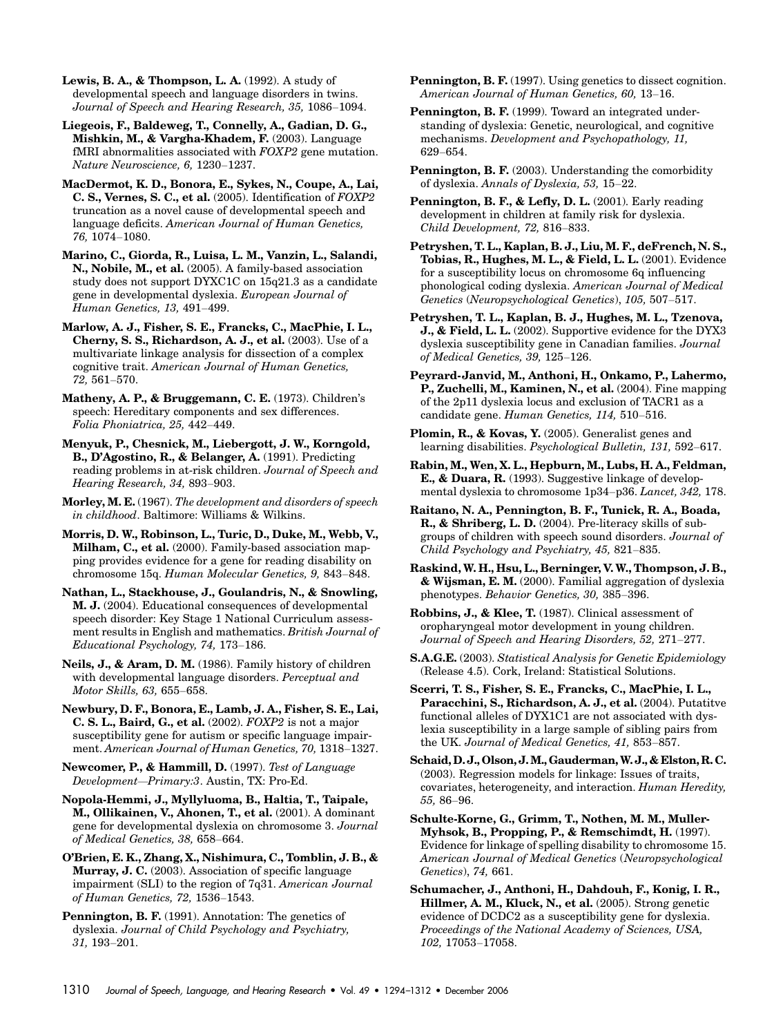**Lewis, B. A., & Thompson, L. A.** (1992). A study of developmental speech and language disorders in twins. *Journal of Speech and Hearing Research, 35,* 1086–1094.

**Liegeois, F., Baldeweg, T., Connelly, A., Gadian, D. G., Mishkin, M., & Vargha-Khadem, F.** (2003). Language fMRI abnormalities associated with *FOXP2* gene mutation. *Nature Neuroscience, 6,* 1230–1237.

**MacDermot, K. D., Bonora, E., Sykes, N., Coupe, A., Lai, C. S., Vernes, S. C., et al.** (2005). Identification of *FOXP2* truncation as a novel cause of developmental speech and language deficits. *American Journal of Human Genetics, 76,* 1074–1080.

**Marino, C., Giorda, R., Luisa, L. M., Vanzin, L., Salandi, N., Nobile, M., et al.** (2005). A family-based association study does not support DYXC1C on 15q21.3 as a candidate gene in developmental dyslexia. *European Journal of Human Genetics, 13,* 491–499.

**Marlow, A. J., Fisher, S. E., Francks, C., MacPhie, I. L., Cherny, S. S., Richardson, A. J., et al.** (2003). Use of a multivariate linkage analysis for dissection of a complex cognitive trait. *American Journal of Human Genetics, 72,* 561–570.

**Matheny, A. P., & Bruggemann, C. E.** (1973). Children's speech: Hereditary components and sex differences. *Folia Phoniatrica, 25,* 442–449.

**Menyuk, P., Chesnick, M., Liebergott, J. W., Korngold, B., D'Agostino, R., & Belanger, A.** (1991). Predicting reading problems in at-risk children. *Journal of Speech and Hearing Research, 34,* 893–903.

**Morley, M. E.** (1967). *The development and disorders of speech in childhood*. Baltimore: Williams & Wilkins.

**Morris, D. W., Robinson, L., Turic, D., Duke, M., Webb, V., Milham, C., et al.** (2000). Family-based association mapping provides evidence for a gene for reading disability on chromosome 15q. *Human Molecular Genetics, 9,* 843–848.

**Nathan, L., Stackhouse, J., Goulandris, N., & Snowling, M. J.** (2004). Educational consequences of developmental speech disorder: Key Stage 1 National Curriculum assessment results in English and mathematics. *British Journal of Educational Psychology, 74,* 173–186.

**Neils, J., & Aram, D. M.** (1986). Family history of children with developmental language disorders. *Perceptual and Motor Skills, 63,* 655–658.

**Newbury, D. F., Bonora, E., Lamb, J. A., Fisher, S. E., Lai, C. S. L., Baird, G., et al.** (2002). *FOXP2* is not a major susceptibility gene for autism or specific language impairment. *American Journal of Human Genetics, 70,* 1318–1327.

**Newcomer, P., & Hammill, D.** (1997). *Test of Language Development—Primary:3*. Austin, TX: Pro-Ed.

**Nopola-Hemmi, J., Myllyluoma, B., Haltia, T., Taipale, M., Ollikainen, V., Ahonen, T., et al.** (2001). A dominant gene for developmental dyslexia on chromosome 3. *Journal of Medical Genetics, 38,* 658–664.

**O'Brien, E. K., Zhang, X., Nishimura, C., Tomblin, J. B., & Murray, J. C.** (2003). Association of specific language impairment (SLI) to the region of 7q31. *American Journal of Human Genetics, 72,* 1536–1543.

**Pennington, B. F.** (1991). Annotation: The genetics of dyslexia. *Journal of Child Psychology and Psychiatry, 31,* 193–201.

**Pennington, B. F.** (1997). Using genetics to dissect cognition. *American Journal of Human Genetics, 60,* 13–16.

**Pennington, B. F.** (1999). Toward an integrated understanding of dyslexia: Genetic, neurological, and cognitive mechanisms. *Development and Psychopathology, 11,* 629–654.

**Pennington, B. F.** (2003). Understanding the comorbidity of dyslexia. *Annals of Dyslexia, 53,* 15–22.

**Pennington, B. F., & Lefly, D. L.** (2001). Early reading development in children at family risk for dyslexia. *Child Development, 72,* 816–833.

**Petryshen, T. L., Kaplan, B. J., Liu, M. F., deFrench, N. S., Tobias, R., Hughes, M. L., & Field, L. L.** (2001). Evidence for a susceptibility locus on chromosome 6q influencing phonological coding dyslexia. *American Journal of Medical Genetics* (*Neuropsychological Genetics*), *105,* 507–517.

**Petryshen, T. L., Kaplan, B. J., Hughes, M. L., Tzenova, J., & Field, L. L.** (2002). Supportive evidence for the DYX3 dyslexia susceptibility gene in Canadian families. *Journal of Medical Genetics, 39,* 125–126.

**Peyrard-Janvid, M., Anthoni, H., Onkamo, P., Lahermo, P., Zuchelli, M., Kaminen, N., et al.** (2004). Fine mapping of the 2p11 dyslexia locus and exclusion of TACR1 as a candidate gene. *Human Genetics, 114,* 510–516.

**Plomin, R., & Kovas, Y.** (2005). Generalist genes and learning disabilities. *Psychological Bulletin, 131,* 592–617.

**Rabin, M., Wen, X. L., Hepburn, M., Lubs, H. A., Feldman, E., & Duara, R.** (1993). Suggestive linkage of developmental dyslexia to chromosome 1p34–p36. *Lancet, 342,* 178.

**Raitano, N. A., Pennington, B. F., Tunick, R. A., Boada, R., & Shriberg, L. D.** (2004). Pre-literacy skills of subgroups of children with speech sound disorders. *Journal of Child Psychology and Psychiatry, 45,* 821–835.

**Raskind, W. H., Hsu, L., Berninger, V. W., Thompson, J. B., & Wijsman, E. M.** (2000). Familial aggregation of dyslexia phenotypes. *Behavior Genetics, 30,* 385–396.

**Robbins, J., & Klee, T.** (1987). Clinical assessment of oropharyngeal motor development in young children. *Journal of Speech and Hearing Disorders, 52,* 271–277.

**S.A.G.E.** (2003). *Statistical Analysis for Genetic Epidemiology* (Release 4.5). Cork, Ireland: Statistical Solutions.

**Scerri, T. S., Fisher, S. E., Francks, C., MacPhie, I. L., Paracchini, S., Richardson, A. J., et al.** (2004). Putative functional alleles of DYX1C1 are not associated with dyslexia susceptibility in a large sample of sibling pairs from the UK. *Journal of Medical Genetics, 41,* 853–857.

**Schaid, D. J., Olson, J. M., Gauderman, W. J., & Elston, R. C.** (2003). Regression models for linkage: Issues of traits, covariates, heterogeneity, and interaction. *Human Heredity, 55,* 86–96.

**Schulte-Korne, G., Grimm, T., Nothen, M. M., Muller-Myhsok, B., Propping, P., & Remschimdt, H.** (1997). Evidence for linkage of spelling disability to chromosome 15. *American Journal of Medical Genetics* (*Neuropsychological Genetics*), *74,* 661.

**Schumacher, J., Anthoni, H., Dahdouh, F., Konig, I. R., Hillmer, A. M., Kluck, N., et al.** (2005). Strong genetic evidence of DCDC2 as a susceptibility gene for dyslexia. *Proceedings of the National Academy of Sciences, USA, 102,* 17053–17058.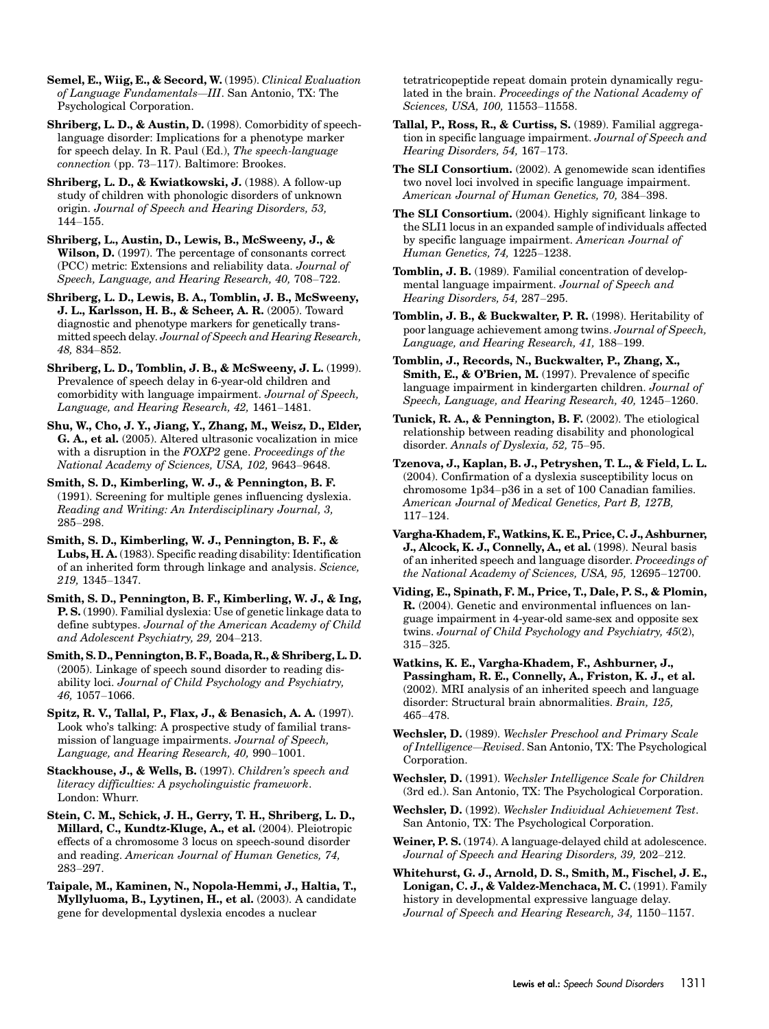**Semel, E., Wiig, E., & Secord, W.** (1995). *Clinical Evaluation of Language Fundamentals—III*. San Antonio, TX: The Psychological Corporation.

**Shriberg, L. D., & Austin, D.** (1998). Comorbidity of speech-language disorder: Implications for a phenotype marker for speech delay. In R. Paul (Ed.), *The speech-language connection* (pp. 73–117). Baltimore: Brookes.

**Shriberg, L. D., & Kwiatkowski, J.** (1988). A follow-up study of children with phonologic disorders of unknown origin. *Journal of Speech and Hearing Disorders, 53,* 144–155.

**Shriberg, L., Austin, D., Lewis, B., McSweeny, J., & Wilson, D.** (1997). The percentage of consonants correct (PCC) metric: Extensions and reliability data. *Journal of Speech, Language, and Hearing Research, 40,* 708–722.

**Shriberg, L. D., Lewis, B. A., Tomblin, J. B., McSweeny, J. L., Karlsson, H. B., & Scheer, A. R.** (2005). Toward diagnostic and phenotype markers for genetically transmitted speech delay. *Journal of Speech and Hearing Research, 48,* 834–852.

**Shriberg, L. D., Tomblin, J. B., & McSweeny, J. L.** (1999). Prevalence of speech delay in 6-year-old children and comorbidity with language impairment. *Journal of Speech, Language, and Hearing Research, 42,* 1461–1481.

**Shu, W., Cho, J. Y., Jiang, Y., Zhang, M., Weisz, D., Elder, G. A., et al.** (2005). Altered ultrasonic vocalization in mice with a disruption in the *FOXP2* gene. *Proceedings of the National Academy of Sciences, USA, 102,* 9643–9648.

**Smith, S. D., Kimberling, W. J., & Pennington, B. F.** (1991). Screening for multiple genes influencing dyslexia. *Reading and Writing: An Interdisciplinary Journal, 3,* 285–298.

**Smith, S. D., Kimberling, W. J., Pennington, B. F., & Lubs, H. A.** (1983). Specific reading disability: Identification of an inherited form through linkage and analysis. *Science, 219,* 1345–1347.

**Smith, S. D., Pennington, B. F., Kimberling, W. J., & Ing, P. S.** (1990). Familial dyslexia: Use of genetic linkage data to define subtypes. *Journal of the American Academy of Child and Adolescent Psychiatry, 29,* 204–213.

**Smith, S. D., Pennington, B. F., Boada, R., & Shriberg, L. D.** (2005). Linkage of speech sound disorder to reading disability loci. *Journal of Child Psychology and Psychiatry, 46,* 1057–1066.

**Spitz, R. V., Tallal, P., Flax, J., & Benasich, A. A.** (1997). Look who's talking: A prospective study of familial transmission of language impairments. *Journal of Speech, Language, and Hearing Research, 40,* 990–1001.

**Stackhouse, J., & Wells, B.** (1997). *Children's speech and literacy difficulties: A psycholinguistic framework*. London: Whurr.

**Stein, C. M., Schick, J. H., Gerry, T. H., Shriberg, L. D., Millard, C., Kundtz-Kluge, A., et al.** (2004). Pleiotropic effects of a chromosome 3 locus on speech-sound disorder and reading. *American Journal of Human Genetics, 74,* 283–297.

**Taipale, M., Kaminen, N., Nopola-Hemmi, J., Haltia, T., Myllyluoma, B., Lyytinen, H., et al.** (2003). A candidate gene for developmental dyslexia encodes a nuclear tetratricopeptide repeat domain protein dynamically regulated in the brain. *Proceedings of the National Academy of Sciences, USA, 100,* 11553–11558.

**Tallal, P., Ross, R., & Curtiss, S.** (1989). Familial aggregation in specific language impairment. *Journal of Speech and Hearing Disorders, 54,* 167–173.

**The SLI Consortium.** (2002). A genomewide scan identifies two novel loci involved in specific language impairment. *American Journal of Human Genetics, 70,* 384–398.

**The SLI Consortium.** (2004). Highly significant linkage to the SLI1 locus in an expanded sample of individuals affected by specific language impairment. *American Journal of Human Genetics, 74,* 1225–1238.

**Tomblin, J. B.** (1989). Familial concentration of developmental language impairment. *Journal of Speech and Hearing Disorders, 54,* 287–295.

**Tomblin, J. B., & Buckwalter, P. R.** (1998). Heritability of poor language achievement among twins. *Journal of Speech, Language, and Hearing Research, 41,* 188–199.

**Tomblin, J., Records, N., Buckwalter, P., Zhang, X., Smith, E., & O'Brien, M.** (1997). Prevalence of specific language impairment in kindergarten children. *Journal of Speech, Language, and Hearing Research, 40,* 1245–1260.

**Tunick, R. A., & Pennington, B. F.** (2002). The etiological relationship between reading disability and phonological disorder. *Annals of Dyslexia, 52,* 75–95.

**Tzenova, J., Kaplan, B. J., Petryshen, T. L., & Field, L. L.** (2004). Confirmation of a dyslexia susceptibility locus on chromosome 1p34–p36 in a set of 100 Canadian families. *American Journal of Medical Genetics, Part B, 127B,* 117–124.

**Vargha-Khadem, F., Watkins, K. E., Price, C. J., Ashburner, J., Alcock, K. J., Connelly, A., et al.** (1998). Neural basis of an inherited speech and language disorder. *Proceedings of the National Academy of Sciences, USA, 95,* 12695–12700.

**Viding, E., Spinath, F. M., Price, T., Dale, P. S., & Plomin, R.** (2004). Genetic and environmental influences on language impairment in 4-year-old same-sex and opposite sex twins. *Journal of Child Psychology and Psychiatry, 45*(2), 315–325.

**Watkins, K. E., Vargha-Khadem, F., Ashburner, J., Passingham, R. E., Connelly, A., Friston, K. J., et al.** (2002). MRI analysis of an inherited speech and language disorder: Structural brain abnormalities. *Brain, 125,* 465–478.

**Wechsler, D.** (1989). *Wechsler Preschool and Primary Scale of Intelligence—Revised*. San Antonio, TX: The Psychological Corporation.

**Wechsler, D.** (1991). *Wechsler Intelligence Scale for Children* (3rd ed.). San Antonio, TX: The Psychological Corporation.

**Wechsler, D.** (1992). *Wechsler Individual Achievement Test*. San Antonio, TX: The Psychological Corporation.

**Weiner, P. S.** (1974). A language-delayed child at adolescence. *Journal of Speech and Hearing Disorders, 39,* 202–212.

**Whitehurst, G. J., Arnold, D. S., Smith, M., Fischel, J. E., Lonigan, C. J., & Valdez-Menchaca, M. C.** (1991). Family history in developmental expressive language delay. *Journal of Speech and Hearing Research, 34,* 1150–1157.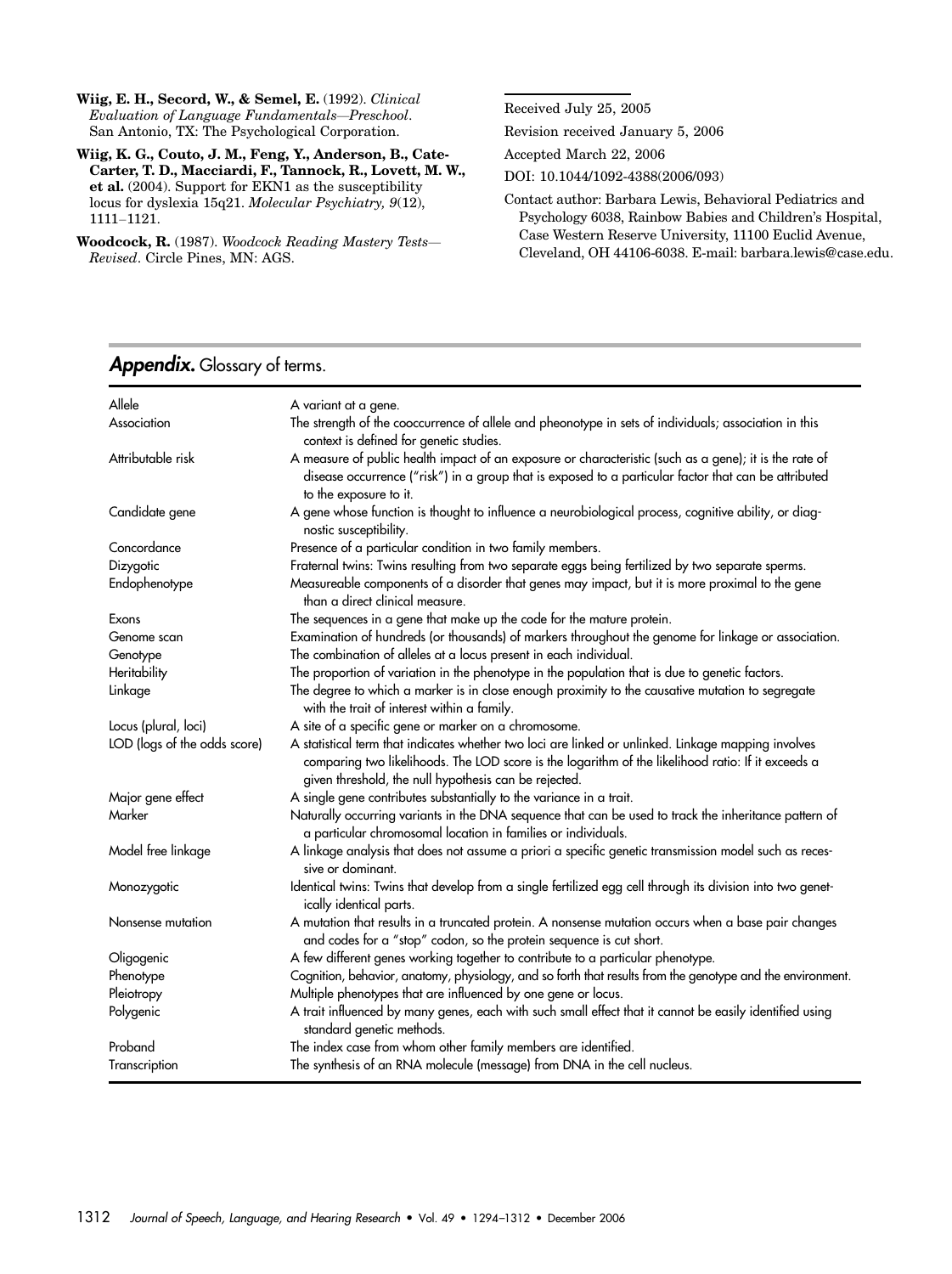**Wiig, E. H., Secord, W., & Semel, E.** (1992). *Clinical Evaluation of Language Fundamentals—Preschool*. San Antonio, TX: The Psychological Corporation.

**Wiig, K. G., Couto, J. M., Feng, Y., Anderson, B., Cate-Carter, T. D., Macciardi, F., Tannock, R., Lovett, M. W., et al.** (2004). Support for EKN1 as the susceptibility locus for dyslexia 15q21. *Molecular Psychiatry, 9*(12), 1111–1121.

**Woodcock, R.** (1987). *Woodcock Reading Mastery Tests—Revised*. Circle Pines, MN: AGS.

Received July 25, 2005

Revision received January 5, 2006

Accepted March 22, 2006

DOI: 10.1044/1092-4388(2006/093)

Contact author: Barbara Lewis, Behavioral Pediatrics and Psychology 6038, Rainbow Babies and Children's Hospital, Case Western Reserve University, 11100 Euclid Avenue, Cleveland, OH 44106-6038. E-mail: barbara.lewis@case.edu.

## *Appendix.* Glossary of terms.

| | |
|---|---|
| Allele | A variant at a gene. |
| Association | The strength of the cooccurrence of allele and pheonotype in sets of individuals; association in this context is defined for genetic studies. |
| Attributable risk | A measure of public health impact of an exposure or characteristic (such as a gene); it is the rate of disease occurrence ("risk") in a group that is exposed to a particular factor that can be attributed to the exposure to it. |
| Candidate gene | A gene whose function is thought to influence a neurobiological process, cognitive ability, or diagnostic susceptibility. |
| Concordance | Presence of a particular condition in two family members. |
| Dizygotic | Fraternal twins: Twins resulting from two separate eggs being fertilized by two separate sperms. |
| Endophenotype | Measureable components of a disorder that genes may impact, but it is more proximal to the gene than a direct clinical measure. |
| Exons | The sequences in a gene that make up the code for the mature protein. |
| Genome scan | Examination of hundreds (or thousands) of markers throughout the genome for linkage or association. |
| Genotype | The combination of alleles at a locus present in each individual. |
| Heritability | The proportion of variation in the phenotype in the population that is due to genetic factors. |
| Linkage | The degree to which a marker is in close enough proximity to the causative mutation to segregate with the trait of interest within a family. |
| Locus (plural, loci) | A site of a specific gene or marker on a chromosome. |
| LOD (logs of the odds score) | A statistical term that indicates whether two loci are linked or unlinked. Linkage mapping involves comparing two likelihoods. The LOD score is the logarithm of the likelihood ratio: If it exceeds a given threshold, the null hypothesis can be rejected. |
| Major gene effect | A single gene contributes substantially to the variance in a trait. |
| Marker | Naturally occurring variants in the DNA sequence that can be used to track the inheritance pattern of a particular chromosomal location in families or individuals. |
| Model free linkage | A linkage analysis that does not assume a priori a specific genetic transmission model such as recessive or dominant. |
| Monozygotic | Identical twins: Twins that develop from a single fertilized egg cell through its division into two genetically identical parts. |
| Nonsense mutation | A mutation that results in a truncated protein. A nonsense mutation occurs when a base pair changes and codes for a "stop" codon, so the protein sequence is cut short. |
| Oligogenic | A few different genes working together to contribute to a particular phenotype. |
| Phenotype | Cognition, behavior, anatomy, physiology, and so forth that results from the genotype and the environment. |
| Pleiotropy | Multiple phenotypes that are influenced by one gene or locus. |
| Polygenic | A trait influenced by many genes, each with such small effect that it cannot be easily identified using standard genetic methods. |
| Proband | The index case from whom other family members are identified. |
| Transcription | The synthesis of an RNA molecule (message) from DNA in the cell nucleus. |